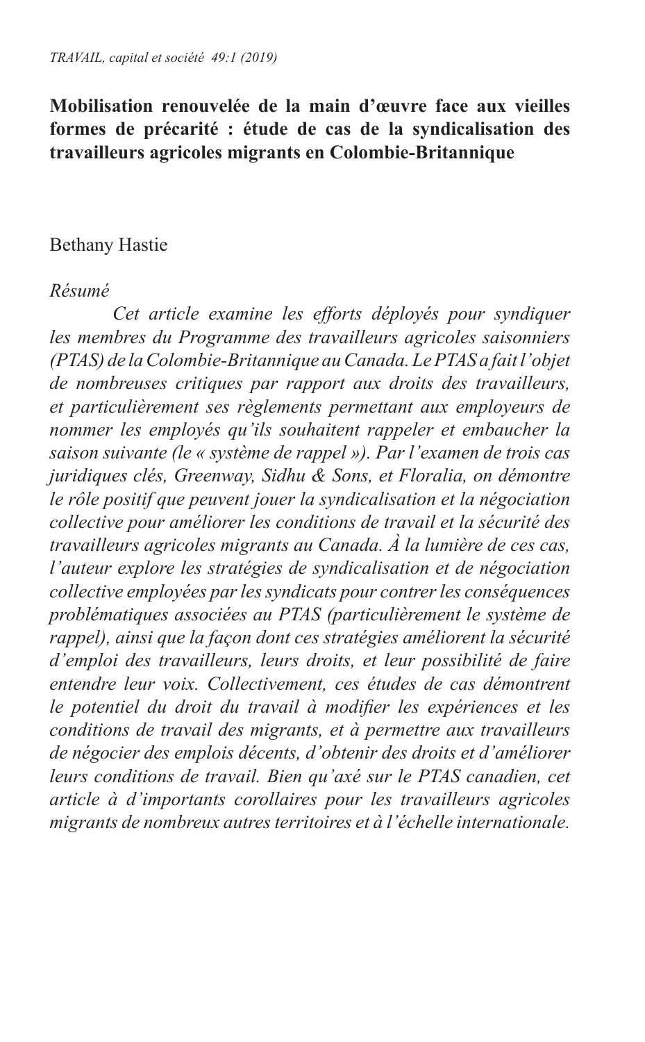# Mobilisation renouvelée de la main d'œuvre face aux vieilles formes de précarité : étude de cas de la syndicalisation des travailleurs agricoles migrants en Colombie-Britannique

Bethany Hastie

*Résumé*

*Cet article examine les efforts déployés pour syndiquer les membres du Programme des travailleurs agricoles saisonniers (PTAS) de la Colombie-Britannique au Canada. Le PTAS a fait l'objet de nombreuses critiques par rapport aux droits des travailleurs, et particulièrement ses règlements permettant aux employeurs de nommer les employés qu'ils souhaitent rappeler et embaucher la saison suivante (le « système de rappel »). Par l'examen de trois cas juridiques clés, Greenway, Sidhu & Sons, et Floralia, on démontre le rôle positif que peuvent jouer la syndicalisation et la négociation collective pour améliorer les conditions de travail et la sécurité des travailleurs agricoles migrants au Canada. À la lumière de ces cas, l'auteur explore les stratégies de syndicalisation et de négociation collective employées par les syndicats pour contrer les conséquences problématiques associées au PTAS (particulièrement le système de rappel), ainsi que la façon dont ces stratégies améliorent la sécurité d'emploi des travailleurs, leurs droits, et leur possibilité de faire entendre leur voix. Collectivement, ces études de cas démontrent le potentiel du droit du travail à modifier les expériences et les conditions de travail des migrants, et à permettre aux travailleurs de négocier des emplois décents, d'obtenir des droits et d'améliorer leurs conditions de travail. Bien qu'axé sur le PTAS canadien, cet article à d'importants corollaires pour les travailleurs agricoles migrants de nombreux autres territoires et à l'échelle internationale.*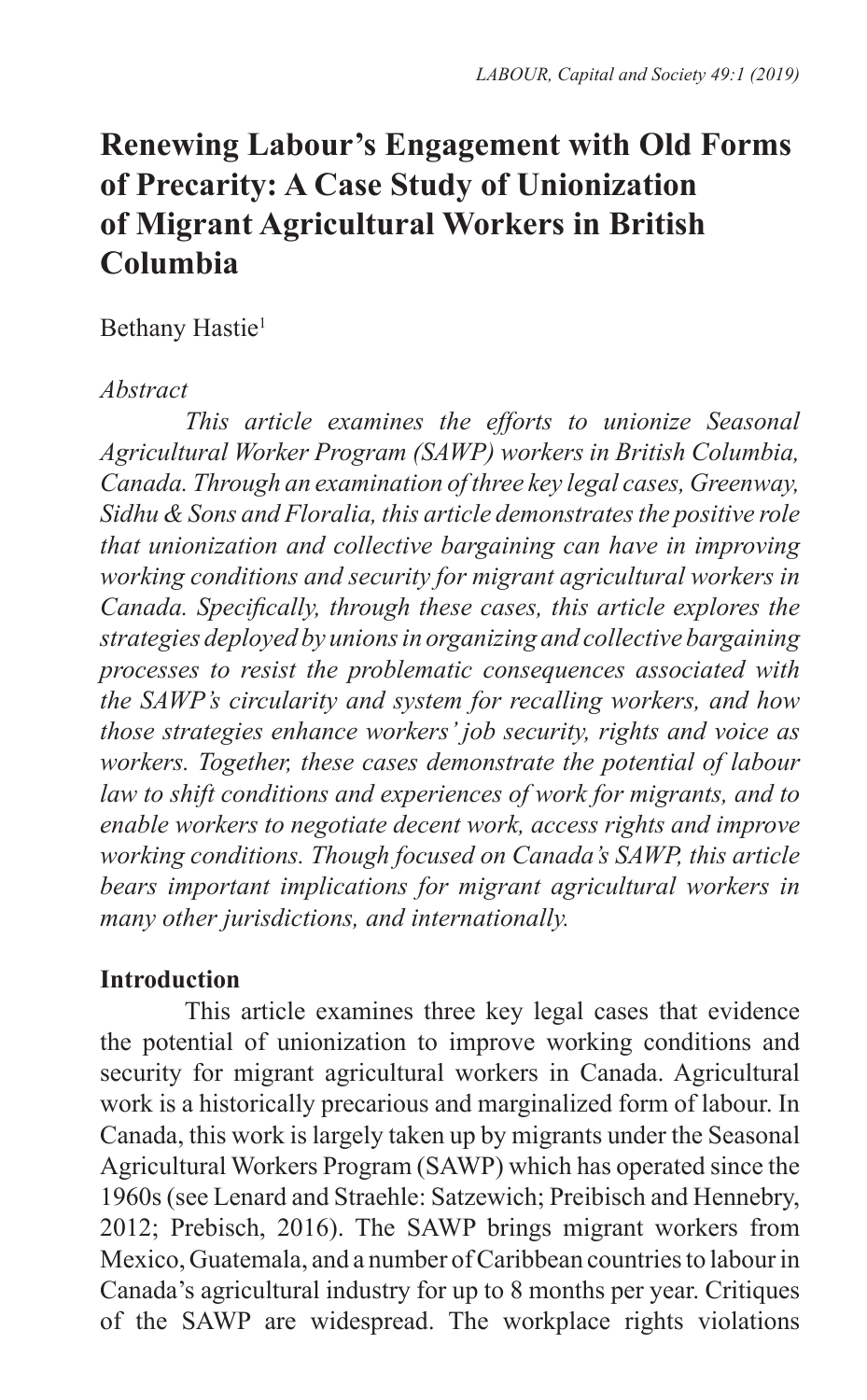// Title
# Renewing Labour's Engagement with Old Forms of Precarity: A Case Study of Unionization of Migrant Agricultural Workers in British Columbia

Bethany Hastie[1]

*Abstract*

*This article examines the efforts to unionize Seasonal Agricultural Worker Program (SAWP) workers in British Columbia, Canada. Through an examination of three key legal cases, Greenway, Sidhu & Sons and Floralia, this article demonstrates the positive role that unionization and collective bargaining can have in improving working conditions and security for migrant agricultural workers in Canada. Specifically, through these cases, this article explores the strategies deployed by unions in organizing and collective bargaining processes to resist the problematic consequences associated with the SAWP's circularity and system for recalling workers, and how those strategies enhance workers' job security, rights and voice as workers. Together, these cases demonstrate the potential of labour law to shift conditions and experiences of work for migrants, and to enable workers to negotiate decent work, access rights and improve working conditions. Though focused on Canada's SAWP, this article bears important implications for migrant agricultural workers in many other jurisdictions, and internationally.*

## Introduction

This article examines three key legal cases that evidence the potential of unionization to improve working conditions and security for migrant agricultural workers in Canada. Agricultural work is a historically precarious and marginalized form of labour. In Canada, this work is largely taken up by migrants under the Seasonal Agricultural Workers Program (SAWP) which has operated since the 1960s (see Lenard and Straehle: Satzewich; Preibisch and Hennebry, 2012; Prebisch, 2016). The SAWP brings migrant workers from Mexico, Guatemala, and a number of Caribbean countries to labour in Canada's agricultural industry for up to 8 months per year. Critiques of the SAWP are widespread. The workplace rights violations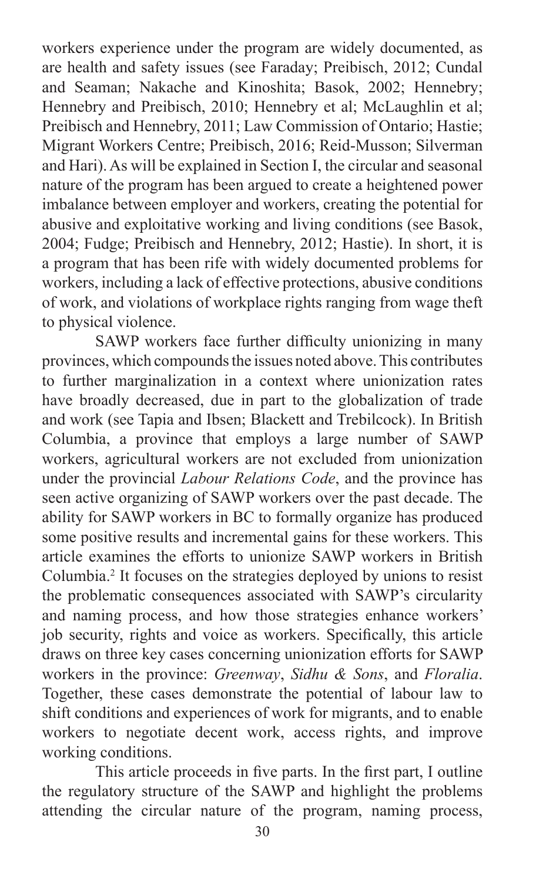workers experience under the program are widely documented, as are health and safety issues (see Faraday; Preibisch, 2012; Cundal and Seaman; Nakache and Kinoshita; Basok, 2002; Hennebry; Hennebry and Preibisch, 2010; Hennebry et al; McLaughlin et al; Preibisch and Hennebry, 2011; Law Commission of Ontario; Hastie; Migrant Workers Centre; Preibisch, 2016; Reid-Musson; Silverman and Hari). As will be explained in Section I, the circular and seasonal nature of the program has been argued to create a heightened power imbalance between employer and workers, creating the potential for abusive and exploitative working and living conditions (see Basok, 2004; Fudge; Preibisch and Hennebry, 2012; Hastie). In short, it is a program that has been rife with widely documented problems for workers, including a lack of effective protections, abusive conditions of work, and violations of workplace rights ranging from wage theft to physical violence.

SAWP workers face further difficulty unionizing in many provinces, which compounds the issues noted above. This contributes to further marginalization in a context where unionization rates have broadly decreased, due in part to the globalization of trade and work (see Tapia and Ibsen; Blackett and Trebilcock). In British Columbia, a province that employs a large number of SAWP workers, agricultural workers are not excluded from unionization under the provincial *Labour Relations Code*, and the province has seen active organizing of SAWP workers over the past decade. The ability for SAWP workers in BC to formally organize has produced some positive results and incremental gains for these workers. This article examines the efforts to unionize SAWP workers in British Columbia.[2] It focuses on the strategies deployed by unions to resist the problematic consequences associated with SAWP's circularity and naming process, and how those strategies enhance workers' job security, rights and voice as workers. Specifically, this article draws on three key cases concerning unionization efforts for SAWP workers in the province: *Greenway*, *Sidhu & Sons*, and *Floralia*. Together, these cases demonstrate the potential of labour law to shift conditions and experiences of work for migrants, and to enable workers to negotiate decent work, access rights, and improve working conditions.

This article proceeds in five parts. In the first part, I outline the regulatory structure of the SAWP and highlight the problems attending the circular nature of the program, naming process,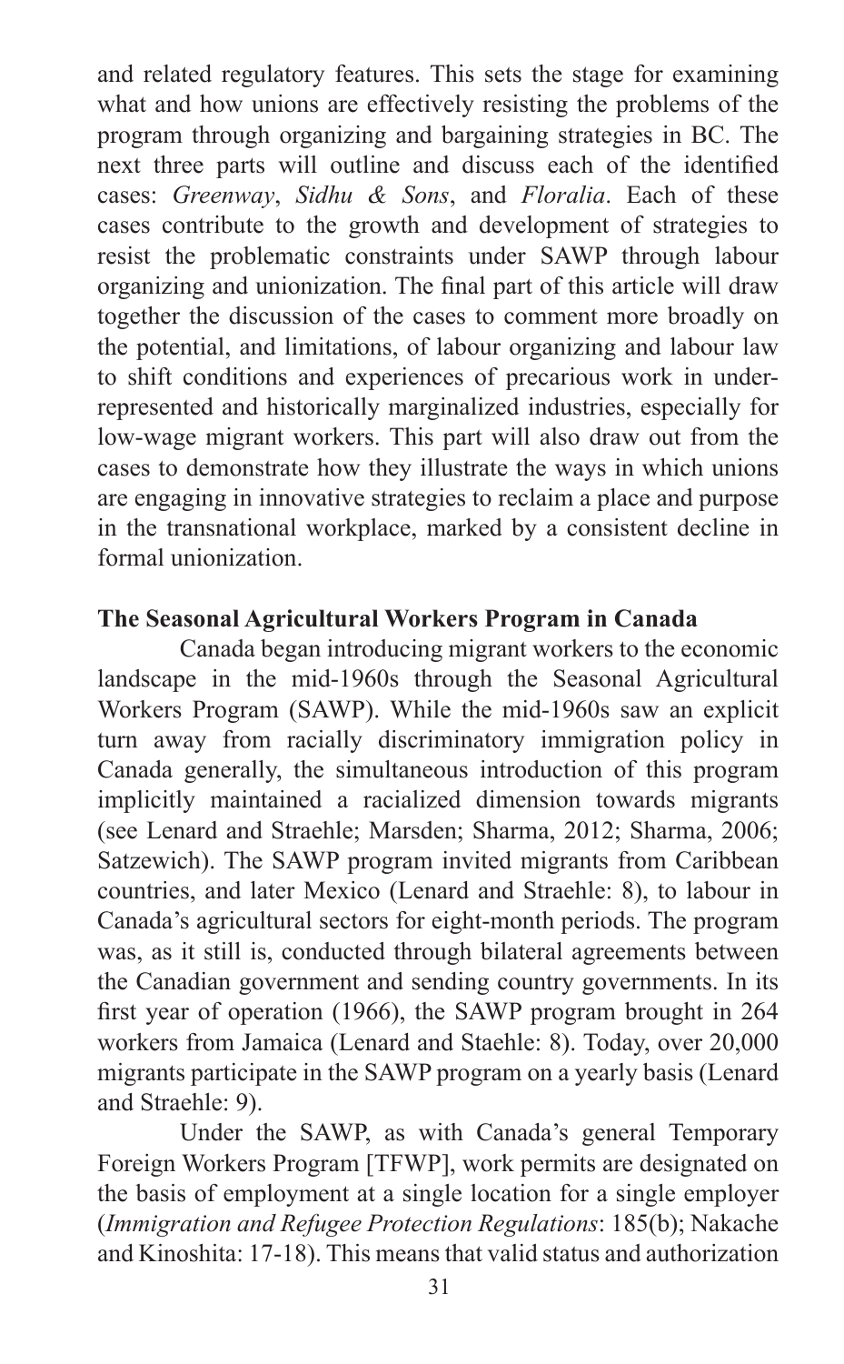and related regulatory features. This sets the stage for examining what and how unions are effectively resisting the problems of the program through organizing and bargaining strategies in BC. The next three parts will outline and discuss each of the identified cases: *Greenway*, *Sidhu & Sons*, and *Floralia*. Each of these cases contribute to the growth and development of strategies to resist the problematic constraints under SAWP through labour organizing and unionization. The final part of this article will draw together the discussion of the cases to comment more broadly on the potential, and limitations, of labour organizing and labour law to shift conditions and experiences of precarious work in under-represented and historically marginalized industries, especially for low-wage migrant workers. This part will also draw out from the cases to demonstrate how they illustrate the ways in which unions are engaging in innovative strategies to reclaim a place and purpose in the transnational workplace, marked by a consistent decline in formal unionization.

## The Seasonal Agricultural Workers Program in Canada

Canada began introducing migrant workers to the economic landscape in the mid-1960s through the Seasonal Agricultural Workers Program (SAWP). While the mid-1960s saw an explicit turn away from racially discriminatory immigration policy in Canada generally, the simultaneous introduction of this program implicitly maintained a racialized dimension towards migrants (see Lenard and Straehle; Marsden; Sharma, 2012; Sharma, 2006; Satzewich). The SAWP program invited migrants from Caribbean countries, and later Mexico (Lenard and Straehle: 8), to labour in Canada's agricultural sectors for eight-month periods. The program was, as it still is, conducted through bilateral agreements between the Canadian government and sending country governments. In its first year of operation (1966), the SAWP program brought in 264 workers from Jamaica (Lenard and Staehle: 8). Today, over 20,000 migrants participate in the SAWP program on a yearly basis (Lenard and Straehle: 9).

Under the SAWP, as with Canada's general Temporary Foreign Workers Program [TFWP], work permits are designated on the basis of employment at a single location for a single employer (*Immigration and Refugee Protection Regulations*: 185(b); Nakache and Kinoshita: 17-18). This means that valid status and authorization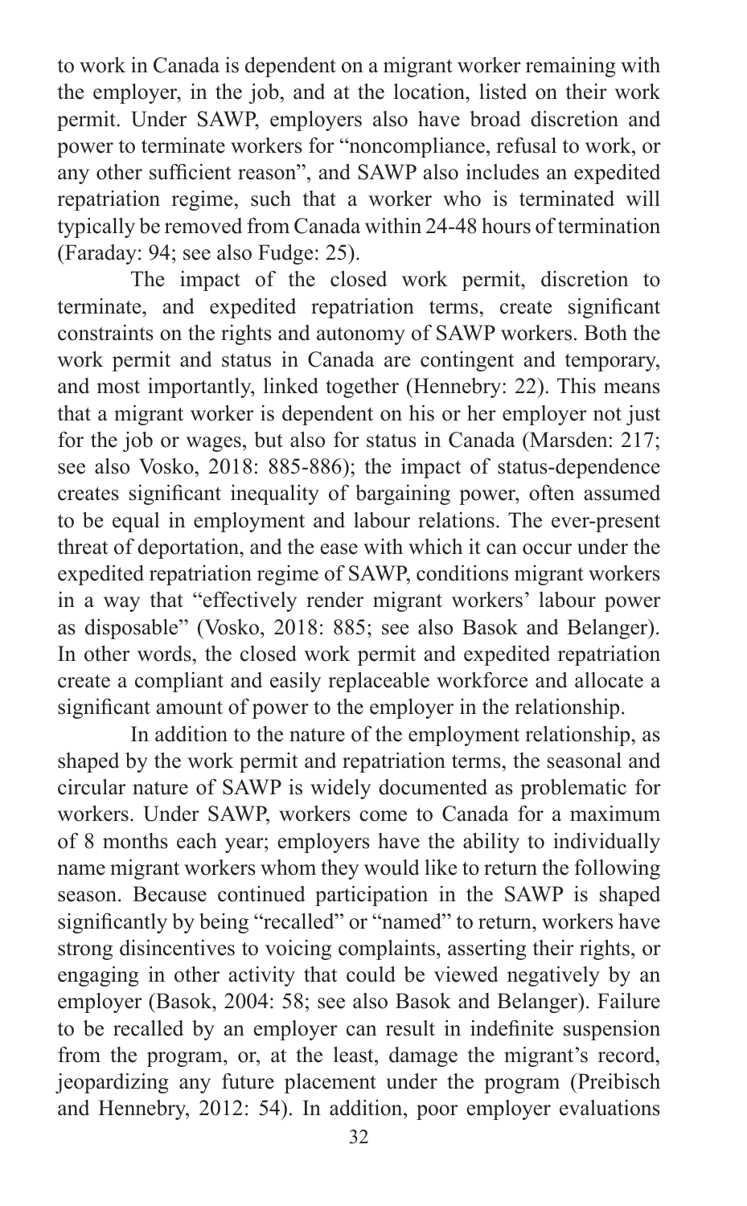to work in Canada is dependent on a migrant worker remaining with the employer, in the job, and at the location, listed on their work permit. Under SAWP, employers also have broad discretion and power to terminate workers for "noncompliance, refusal to work, or any other sufficient reason", and SAWP also includes an expedited repatriation regime, such that a worker who is terminated will typically be removed from Canada within 24-48 hours of termination (Faraday: 94; see also Fudge: 25).

The impact of the closed work permit, discretion to terminate, and expedited repatriation terms, create significant constraints on the rights and autonomy of SAWP workers. Both the work permit and status in Canada are contingent and temporary, and most importantly, linked together (Hennebry: 22). This means that a migrant worker is dependent on his or her employer not just for the job or wages, but also for status in Canada (Marsden: 217; see also Vosko, 2018: 885-886); the impact of status-dependence creates significant inequality of bargaining power, often assumed to be equal in employment and labour relations. The ever-present threat of deportation, and the ease with which it can occur under the expedited repatriation regime of SAWP, conditions migrant workers in a way that "effectively render migrant workers' labour power as disposable" (Vosko, 2018: 885; see also Basok and Belanger). In other words, the closed work permit and expedited repatriation create a compliant and easily replaceable workforce and allocate a significant amount of power to the employer in the relationship.

In addition to the nature of the employment relationship, as shaped by the work permit and repatriation terms, the seasonal and circular nature of SAWP is widely documented as problematic for workers. Under SAWP, workers come to Canada for a maximum of 8 months each year; employers have the ability to individually name migrant workers whom they would like to return the following season. Because continued participation in the SAWP is shaped significantly by being "recalled" or "named" to return, workers have strong disincentives to voicing complaints, asserting their rights, or engaging in other activity that could be viewed negatively by an employer (Basok, 2004: 58; see also Basok and Belanger). Failure to be recalled by an employer can result in indefinite suspension from the program, or, at the least, damage the migrant's record, jeopardizing any future placement under the program (Preibisch and Hennebry, 2012: 54). In addition, poor employer evaluations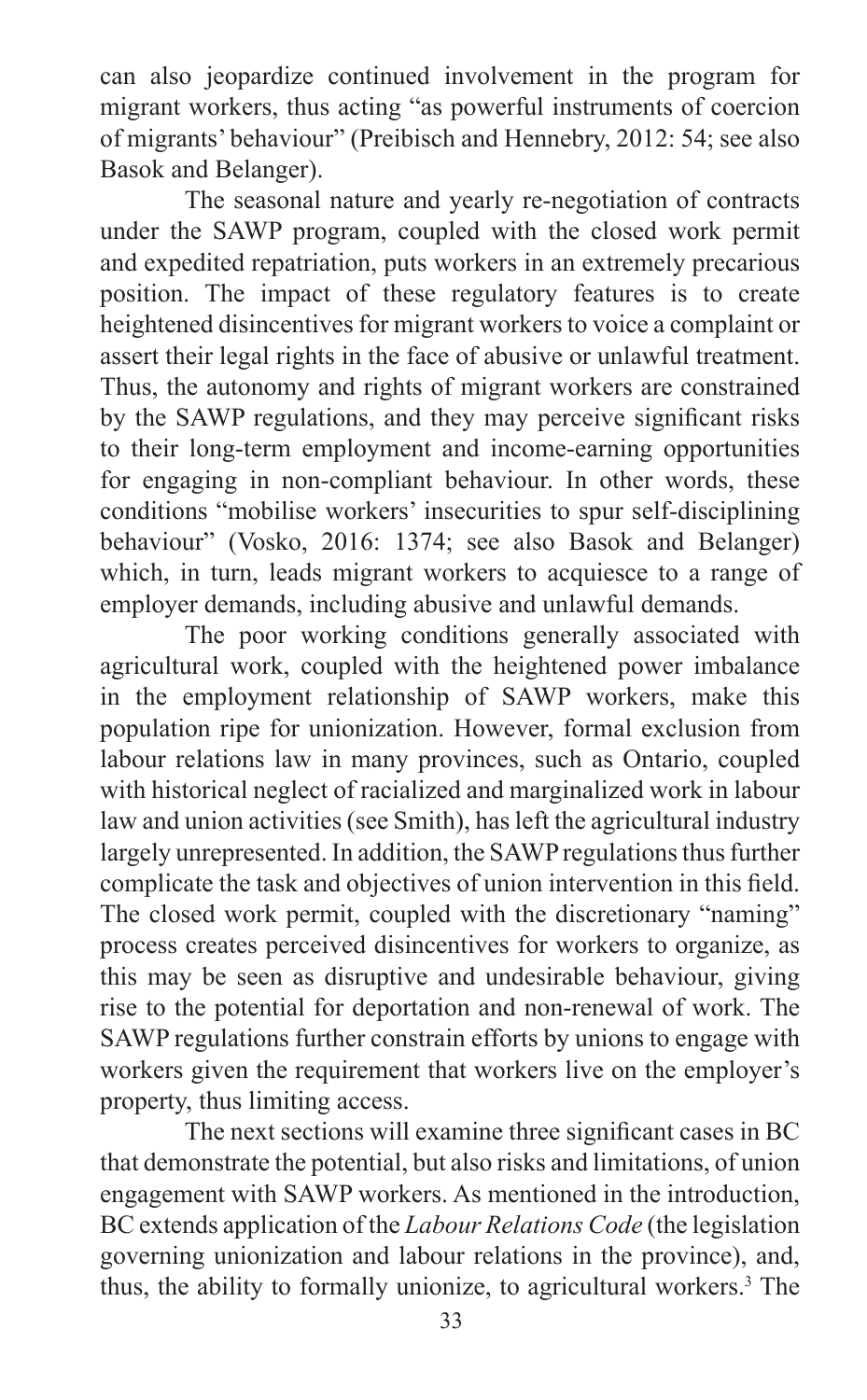can also jeopardize continued involvement in the program for migrant workers, thus acting "as powerful instruments of coercion of migrants' behaviour" (Preibisch and Hennebry, 2012: 54; see also Basok and Belanger).

The seasonal nature and yearly re-negotiation of contracts under the SAWP program, coupled with the closed work permit and expedited repatriation, puts workers in an extremely precarious position. The impact of these regulatory features is to create heightened disincentives for migrant workers to voice a complaint or assert their legal rights in the face of abusive or unlawful treatment. Thus, the autonomy and rights of migrant workers are constrained by the SAWP regulations, and they may perceive significant risks to their long-term employment and income-earning opportunities for engaging in non-compliant behaviour. In other words, these conditions "mobilise workers' insecurities to spur self-disciplining behaviour" (Vosko, 2016: 1374; see also Basok and Belanger) which, in turn, leads migrant workers to acquiesce to a range of employer demands, including abusive and unlawful demands.

The poor working conditions generally associated with agricultural work, coupled with the heightened power imbalance in the employment relationship of SAWP workers, make this population ripe for unionization. However, formal exclusion from labour relations law in many provinces, such as Ontario, coupled with historical neglect of racialized and marginalized work in labour law and union activities (see Smith), has left the agricultural industry largely unrepresented. In addition, the SAWP regulations thus further complicate the task and objectives of union intervention in this field. The closed work permit, coupled with the discretionary "naming" process creates perceived disincentives for workers to organize, as this may be seen as disruptive and undesirable behaviour, giving rise to the potential for deportation and non-renewal of work. The SAWP regulations further constrain efforts by unions to engage with workers given the requirement that workers live on the employer's property, thus limiting access.

The next sections will examine three significant cases in BC that demonstrate the potential, but also risks and limitations, of union engagement with SAWP workers. As mentioned in the introduction, BC extends application of the *Labour Relations Code* (the legislation governing unionization and labour relations in the province), and, thus, the ability to formally unionize, to agricultural workers.[3] The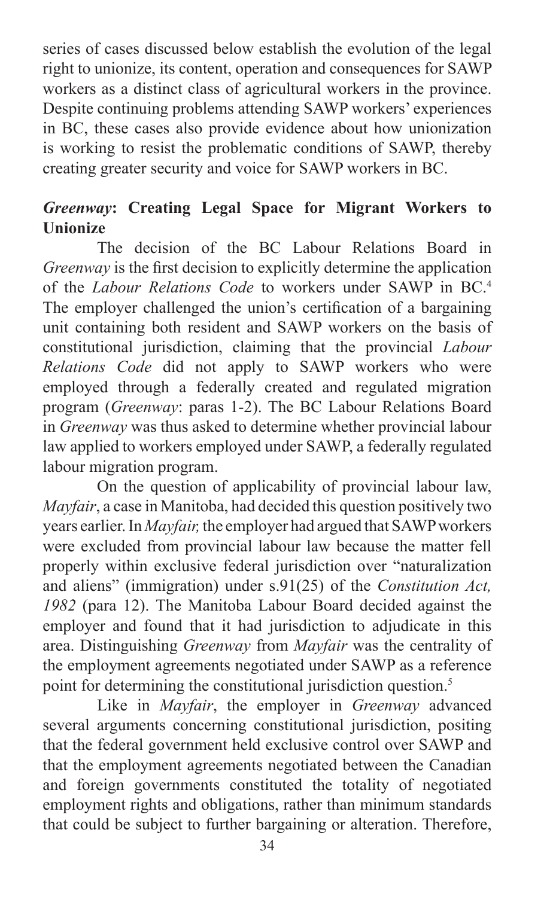series of cases discussed below establish the evolution of the legal right to unionize, its content, operation and consequences for SAWP workers as a distinct class of agricultural workers in the province. Despite continuing problems attending SAWP workers' experiences in BC, these cases also provide evidence about how unionization is working to resist the problematic conditions of SAWP, thereby creating greater security and voice for SAWP workers in BC.

### *Greenway*: Creating Legal Space for Migrant Workers to Unionize

The decision of the BC Labour Relations Board in *Greenway* is the first decision to explicitly determine the application of the *Labour Relations Code* to workers under SAWP in BC.[4] The employer challenged the union's certification of a bargaining unit containing both resident and SAWP workers on the basis of constitutional jurisdiction, claiming that the provincial *Labour Relations Code* did not apply to SAWP workers who were employed through a federally created and regulated migration program (*Greenway*: paras 1-2). The BC Labour Relations Board in *Greenway* was thus asked to determine whether provincial labour law applied to workers employed under SAWP, a federally regulated labour migration program.

On the question of applicability of provincial labour law, *Mayfair*, a case in Manitoba, had decided this question positively two years earlier. In *Mayfair,* the employer had argued that SAWP workers were excluded from provincial labour law because the matter fell properly within exclusive federal jurisdiction over "naturalization and aliens" (immigration) under s.91(25) of the *Constitution Act, 1982* (para 12). The Manitoba Labour Board decided against the employer and found that it had jurisdiction to adjudicate in this area. Distinguishing *Greenway* from *Mayfair* was the centrality of the employment agreements negotiated under SAWP as a reference point for determining the constitutional jurisdiction question.[5]

Like in *Mayfair*, the employer in *Greenway* advanced several arguments concerning constitutional jurisdiction, positing that the federal government held exclusive control over SAWP and that the employment agreements negotiated between the Canadian and foreign governments constituted the totality of negotiated employment rights and obligations, rather than minimum standards that could be subject to further bargaining or alteration. Therefore,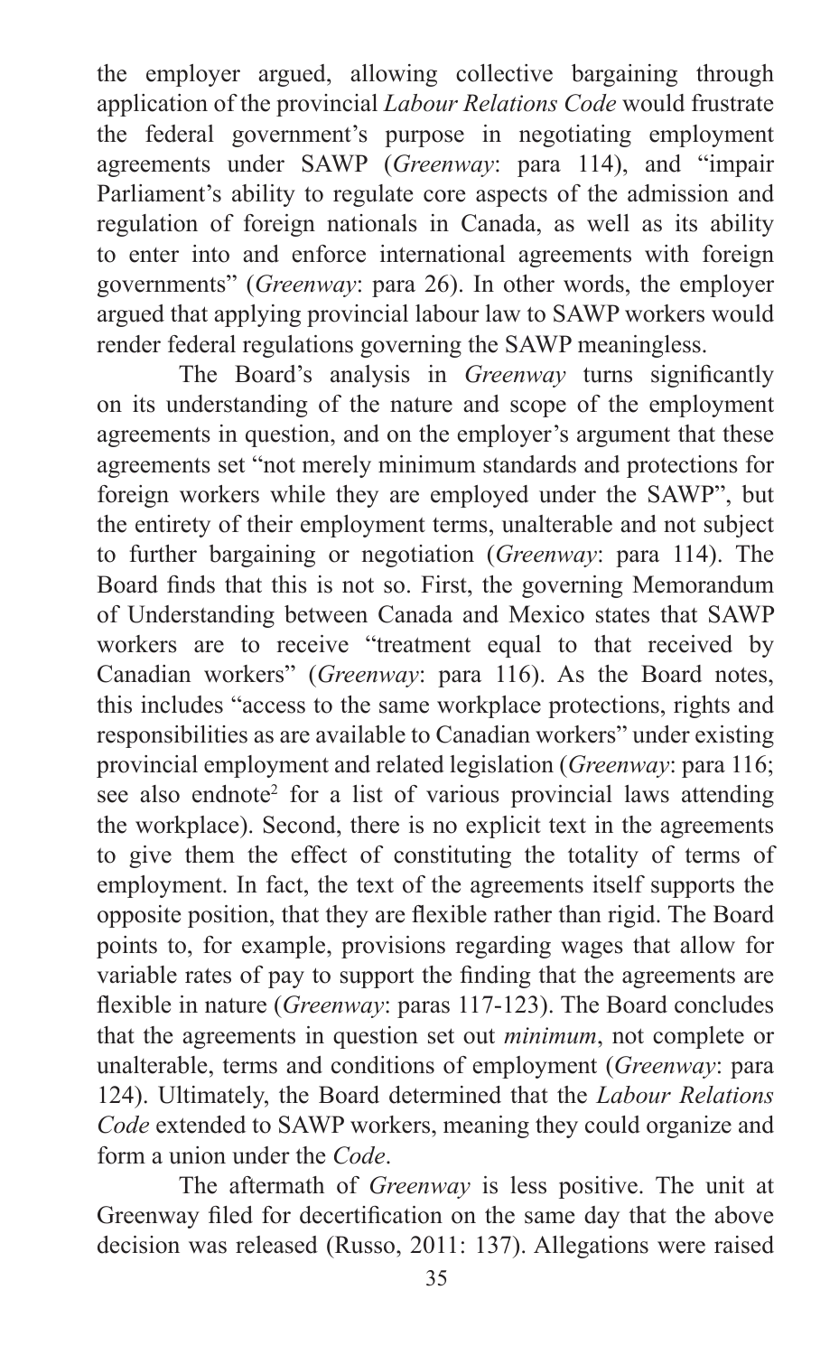the employer argued, allowing collective bargaining through application of the provincial *Labour Relations Code* would frustrate the federal government's purpose in negotiating employment agreements under SAWP (*Greenway*: para 114), and "impair Parliament's ability to regulate core aspects of the admission and regulation of foreign nationals in Canada, as well as its ability to enter into and enforce international agreements with foreign governments" (*Greenway*: para 26). In other words, the employer argued that applying provincial labour law to SAWP workers would render federal regulations governing the SAWP meaningless.

The Board's analysis in *Greenway* turns significantly on its understanding of the nature and scope of the employment agreements in question, and on the employer's argument that these agreements set "not merely minimum standards and protections for foreign workers while they are employed under the SAWP", but the entirety of their employment terms, unalterable and not subject to further bargaining or negotiation (*Greenway*: para 114). The Board finds that this is not so. First, the governing Memorandum of Understanding between Canada and Mexico states that SAWP workers are to receive "treatment equal to that received by Canadian workers" (*Greenway*: para 116). As the Board notes, this includes "access to the same workplace protections, rights and responsibilities as are available to Canadian workers" under existing provincial employment and related legislation (*Greenway*: para 116; see also endnote[2] for a list of various provincial laws attending the workplace). Second, there is no explicit text in the agreements to give them the effect of constituting the totality of terms of employment. In fact, the text of the agreements itself supports the opposite position, that they are flexible rather than rigid. The Board points to, for example, provisions regarding wages that allow for variable rates of pay to support the finding that the agreements are flexible in nature (*Greenway*: paras 117-123). The Board concludes that the agreements in question set out *minimum*, not complete or unalterable, terms and conditions of employment (*Greenway*: para 124). Ultimately, the Board determined that the *Labour Relations Code* extended to SAWP workers, meaning they could organize and form a union under the *Code*.

The aftermath of *Greenway* is less positive. The unit at Greenway filed for decertification on the same day that the above decision was released (Russo, 2011: 137). Allegations were raised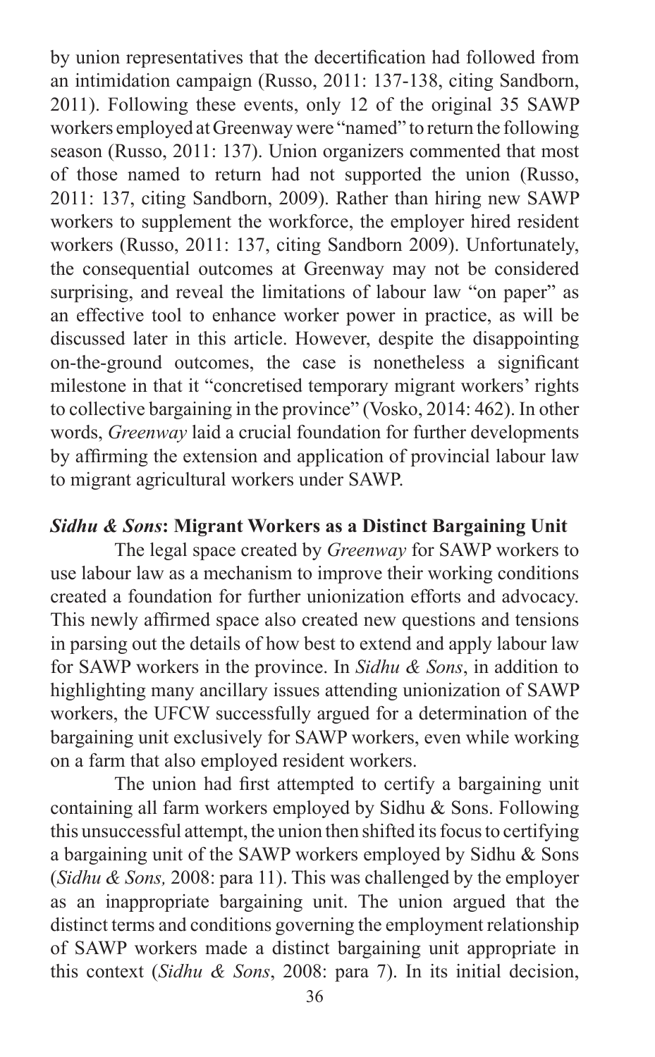by union representatives that the decertification had followed from an intimidation campaign (Russo, 2011: 137-138, citing Sandborn, 2011). Following these events, only 12 of the original 35 SAWP workers employed at Greenway were "named" to return the following season (Russo, 2011: 137). Union organizers commented that most of those named to return had not supported the union (Russo, 2011: 137, citing Sandborn, 2009). Rather than hiring new SAWP workers to supplement the workforce, the employer hired resident workers (Russo, 2011: 137, citing Sandborn 2009). Unfortunately, the consequential outcomes at Greenway may not be considered surprising, and reveal the limitations of labour law "on paper" as an effective tool to enhance worker power in practice, as will be discussed later in this article. However, despite the disappointing on-the-ground outcomes, the case is nonetheless a significant milestone in that it "concretised temporary migrant workers' rights to collective bargaining in the province" (Vosko, 2014: 462). In other words, *Greenway* laid a crucial foundation for further developments by affirming the extension and application of provincial labour law to migrant agricultural workers under SAWP.

### ***Sidhu & Sons*: Migrant Workers as a Distinct Bargaining Unit**

The legal space created by *Greenway* for SAWP workers to use labour law as a mechanism to improve their working conditions created a foundation for further unionization efforts and advocacy. This newly affirmed space also created new questions and tensions in parsing out the details of how best to extend and apply labour law for SAWP workers in the province. In *Sidhu & Sons*, in addition to highlighting many ancillary issues attending unionization of SAWP workers, the UFCW successfully argued for a determination of the bargaining unit exclusively for SAWP workers, even while working on a farm that also employed resident workers.

The union had first attempted to certify a bargaining unit containing all farm workers employed by Sidhu & Sons. Following this unsuccessful attempt, the union then shifted its focus to certifying a bargaining unit of the SAWP workers employed by Sidhu & Sons (*Sidhu & Sons,* 2008: para 11). This was challenged by the employer as an inappropriate bargaining unit. The union argued that the distinct terms and conditions governing the employment relationship of SAWP workers made a distinct bargaining unit appropriate in this context (*Sidhu & Sons*, 2008: para 7). In its initial decision,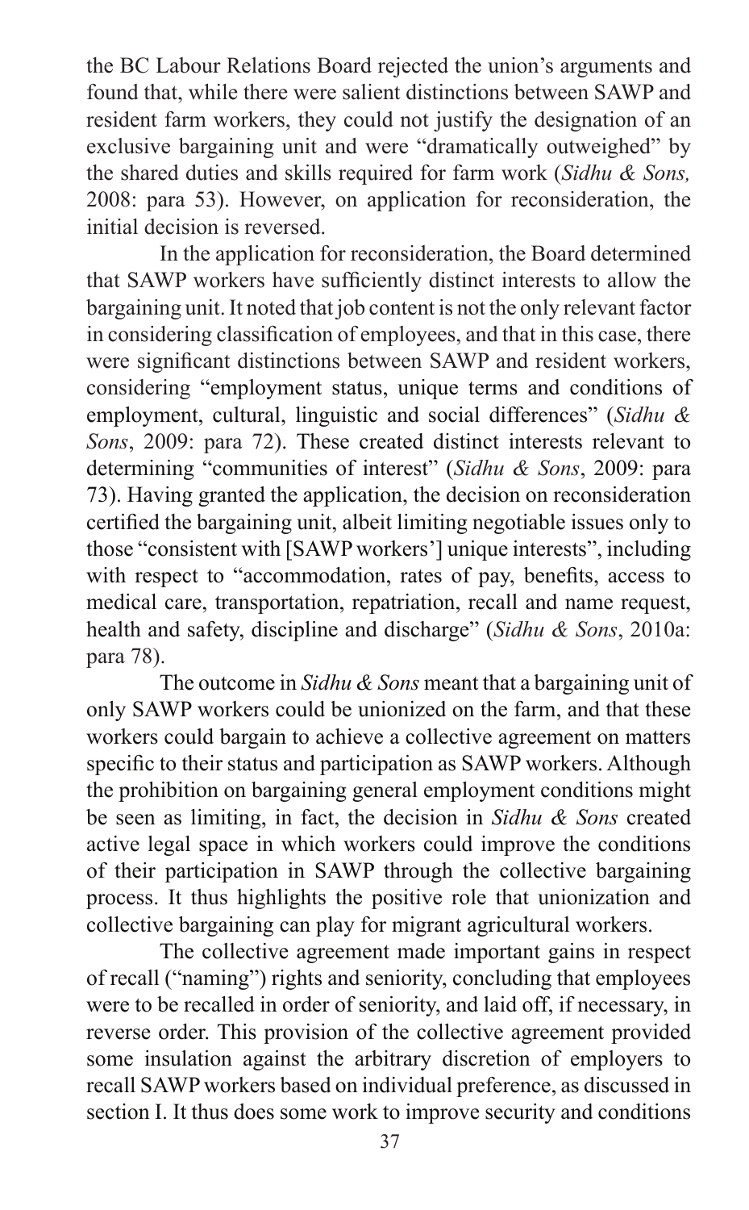the BC Labour Relations Board rejected the union's arguments and found that, while there were salient distinctions between SAWP and resident farm workers, they could not justify the designation of an exclusive bargaining unit and were "dramatically outweighed" by the shared duties and skills required for farm work (*Sidhu & Sons,* 2008: para 53). However, on application for reconsideration, the initial decision is reversed.

In the application for reconsideration, the Board determined that SAWP workers have sufficiently distinct interests to allow the bargaining unit. It noted that job content is not the only relevant factor in considering classification of employees, and that in this case, there were significant distinctions between SAWP and resident workers, considering "employment status, unique terms and conditions of employment, cultural, linguistic and social differences" (*Sidhu & Sons*, 2009: para 72). These created distinct interests relevant to determining "communities of interest" (*Sidhu & Sons*, 2009: para 73). Having granted the application, the decision on reconsideration certified the bargaining unit, albeit limiting negotiable issues only to those "consistent with [SAWP workers'] unique interests", including with respect to "accommodation, rates of pay, benefits, access to medical care, transportation, repatriation, recall and name request, health and safety, discipline and discharge" (*Sidhu & Sons*, 2010a: para 78).

The outcome in *Sidhu & Sons* meant that a bargaining unit of only SAWP workers could be unionized on the farm, and that these workers could bargain to achieve a collective agreement on matters specific to their status and participation as SAWP workers. Although the prohibition on bargaining general employment conditions might be seen as limiting, in fact, the decision in *Sidhu & Sons* created active legal space in which workers could improve the conditions of their participation in SAWP through the collective bargaining process. It thus highlights the positive role that unionization and collective bargaining can play for migrant agricultural workers.

The collective agreement made important gains in respect of recall ("naming") rights and seniority, concluding that employees were to be recalled in order of seniority, and laid off, if necessary, in reverse order. This provision of the collective agreement provided some insulation against the arbitrary discretion of employers to recall SAWP workers based on individual preference, as discussed in section I. It thus does some work to improve security and conditions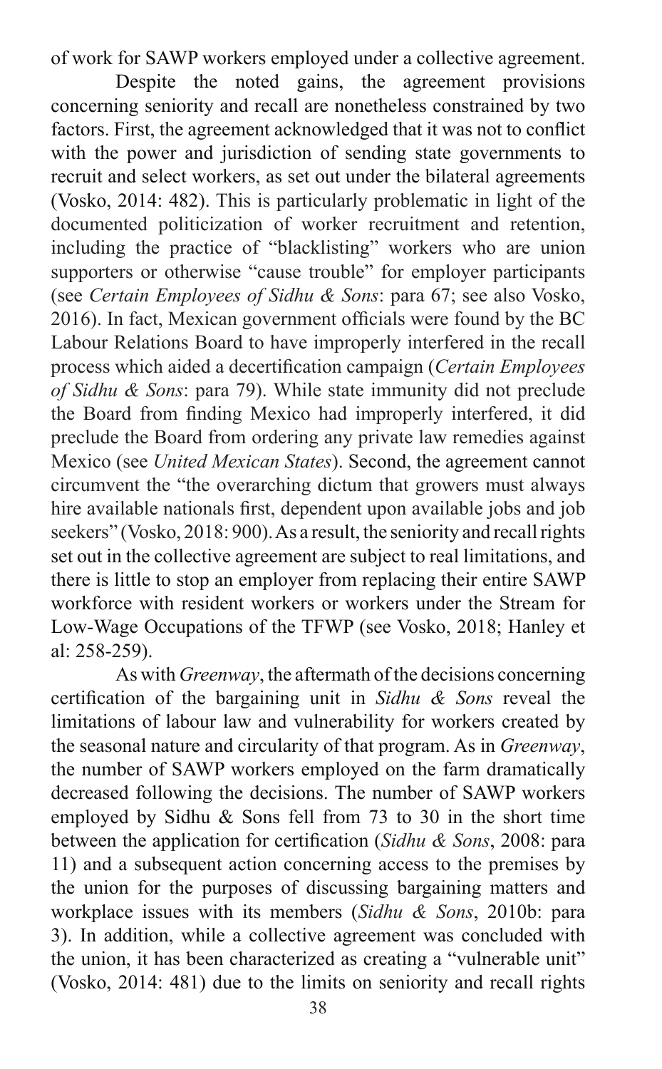of work for SAWP workers employed under a collective agreement.

Despite the noted gains, the agreement provisions concerning seniority and recall are nonetheless constrained by two factors. First, the agreement acknowledged that it was not to conflict with the power and jurisdiction of sending state governments to recruit and select workers, as set out under the bilateral agreements (Vosko, 2014: 482). This is particularly problematic in light of the documented politicization of worker recruitment and retention, including the practice of "blacklisting" workers who are union supporters or otherwise "cause trouble" for employer participants (see *Certain Employees of Sidhu & Sons*: para 67; see also Vosko, 2016). In fact, Mexican government officials were found by the BC Labour Relations Board to have improperly interfered in the recall process which aided a decertification campaign (*Certain Employees of Sidhu & Sons*: para 79). While state immunity did not preclude the Board from finding Mexico had improperly interfered, it did preclude the Board from ordering any private law remedies against Mexico (see *United Mexican States*). Second, the agreement cannot circumvent the "the overarching dictum that growers must always hire available nationals first, dependent upon available jobs and job seekers" (Vosko, 2018: 900). As a result, the seniority and recall rights set out in the collective agreement are subject to real limitations, and there is little to stop an employer from replacing their entire SAWP workforce with resident workers or workers under the Stream for Low-Wage Occupations of the TFWP (see Vosko, 2018; Hanley et al: 258-259).

As with *Greenway*, the aftermath of the decisions concerning certification of the bargaining unit in *Sidhu & Sons* reveal the limitations of labour law and vulnerability for workers created by the seasonal nature and circularity of that program. As in *Greenway*, the number of SAWP workers employed on the farm dramatically decreased following the decisions. The number of SAWP workers employed by Sidhu & Sons fell from 73 to 30 in the short time between the application for certification (*Sidhu & Sons*, 2008: para 11) and a subsequent action concerning access to the premises by the union for the purposes of discussing bargaining matters and workplace issues with its members (*Sidhu & Sons*, 2010b: para 3). In addition, while a collective agreement was concluded with the union, it has been characterized as creating a "vulnerable unit" (Vosko, 2014: 481) due to the limits on seniority and recall rights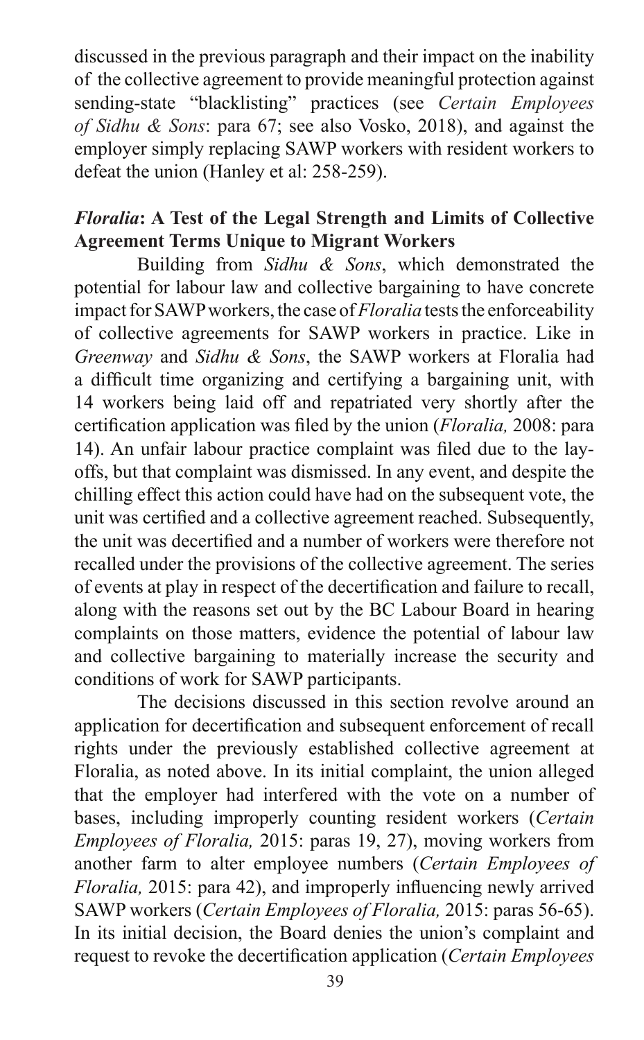discussed in the previous paragraph and their impact on the inability of the collective agreement to provide meaningful protection against sending-state "blacklisting" practices (see *Certain Employees of Sidhu & Sons*: para 67; see also Vosko, 2018), and against the employer simply replacing SAWP workers with resident workers to defeat the union (Hanley et al: 258-259).

### *Floralia*: A Test of the Legal Strength and Limits of Collective Agreement Terms Unique to Migrant Workers

Building from *Sidhu & Sons*, which demonstrated the potential for labour law and collective bargaining to have concrete impact for SAWP workers, the case of *Floralia* tests the enforceability of collective agreements for SAWP workers in practice. Like in *Greenway* and *Sidhu & Sons*, the SAWP workers at Floralia had a difficult time organizing and certifying a bargaining unit, with 14 workers being laid off and repatriated very shortly after the certification application was filed by the union (*Floralia,* 2008: para 14). An unfair labour practice complaint was filed due to the lay-offs, but that complaint was dismissed. In any event, and despite the chilling effect this action could have had on the subsequent vote, the unit was certified and a collective agreement reached. Subsequently, the unit was decertified and a number of workers were therefore not recalled under the provisions of the collective agreement. The series of events at play in respect of the decertification and failure to recall, along with the reasons set out by the BC Labour Board in hearing complaints on those matters, evidence the potential of labour law and collective bargaining to materially increase the security and conditions of work for SAWP participants.

The decisions discussed in this section revolve around an application for decertification and subsequent enforcement of recall rights under the previously established collective agreement at Floralia, as noted above. In its initial complaint, the union alleged that the employer had interfered with the vote on a number of bases, including improperly counting resident workers (*Certain Employees of Floralia,* 2015: paras 19, 27), moving workers from another farm to alter employee numbers (*Certain Employees of Floralia,* 2015: para 42), and improperly influencing newly arrived SAWP workers (*Certain Employees of Floralia,* 2015: paras 56-65). In its initial decision, the Board denies the union's complaint and request to revoke the decertification application (*Certain Employees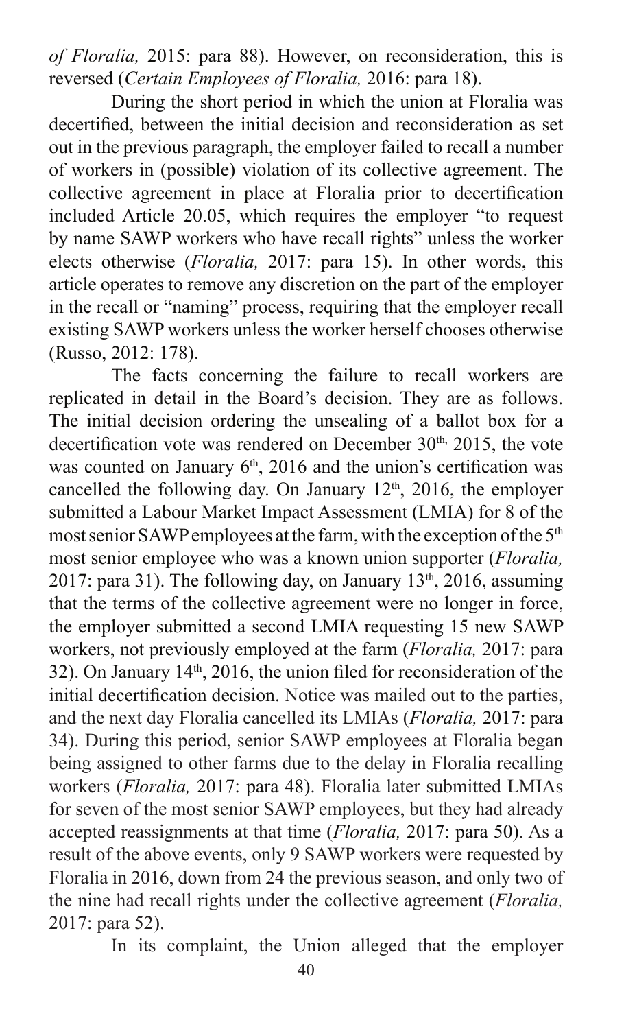*of Floralia,* 2015: para 88). However, on reconsideration, this is reversed (*Certain Employees of Floralia,* 2016: para 18).

During the short period in which the union at Floralia was decertified, between the initial decision and reconsideration as set out in the previous paragraph, the employer failed to recall a number of workers in (possible) violation of its collective agreement. The collective agreement in place at Floralia prior to decertification included Article 20.05, which requires the employer "to request by name SAWP workers who have recall rights" unless the worker elects otherwise (*Floralia,* 2017: para 15). In other words, this article operates to remove any discretion on the part of the employer in the recall or "naming" process, requiring that the employer recall existing SAWP workers unless the worker herself chooses otherwise (Russo, 2012: 178).

The facts concerning the failure to recall workers are replicated in detail in the Board's decision. They are as follows. The initial decision ordering the unsealing of a ballot box for a decertification vote was rendered on December 30th, 2015, the vote was counted on January 6th, 2016 and the union's certification was cancelled the following day. On January 12th, 2016, the employer submitted a Labour Market Impact Assessment (LMIA) for 8 of the most senior SAWP employees at the farm, with the exception of the 5th most senior employee who was a known union supporter (*Floralia,* 2017: para 31). The following day, on January 13th, 2016, assuming that the terms of the collective agreement were no longer in force, the employer submitted a second LMIA requesting 15 new SAWP workers, not previously employed at the farm (*Floralia,* 2017: para 32). On January 14th, 2016, the union filed for reconsideration of the initial decertification decision. Notice was mailed out to the parties, and the next day Floralia cancelled its LMIAs (*Floralia,* 2017: para 34). During this period, senior SAWP employees at Floralia began being assigned to other farms due to the delay in Floralia recalling workers (*Floralia,* 2017: para 48). Floralia later submitted LMIAs for seven of the most senior SAWP employees, but they had already accepted reassignments at that time (*Floralia,* 2017: para 50). As a result of the above events, only 9 SAWP workers were requested by Floralia in 2016, down from 24 the previous season, and only two of the nine had recall rights under the collective agreement (*Floralia,* 2017: para 52).

In its complaint, the Union alleged that the employer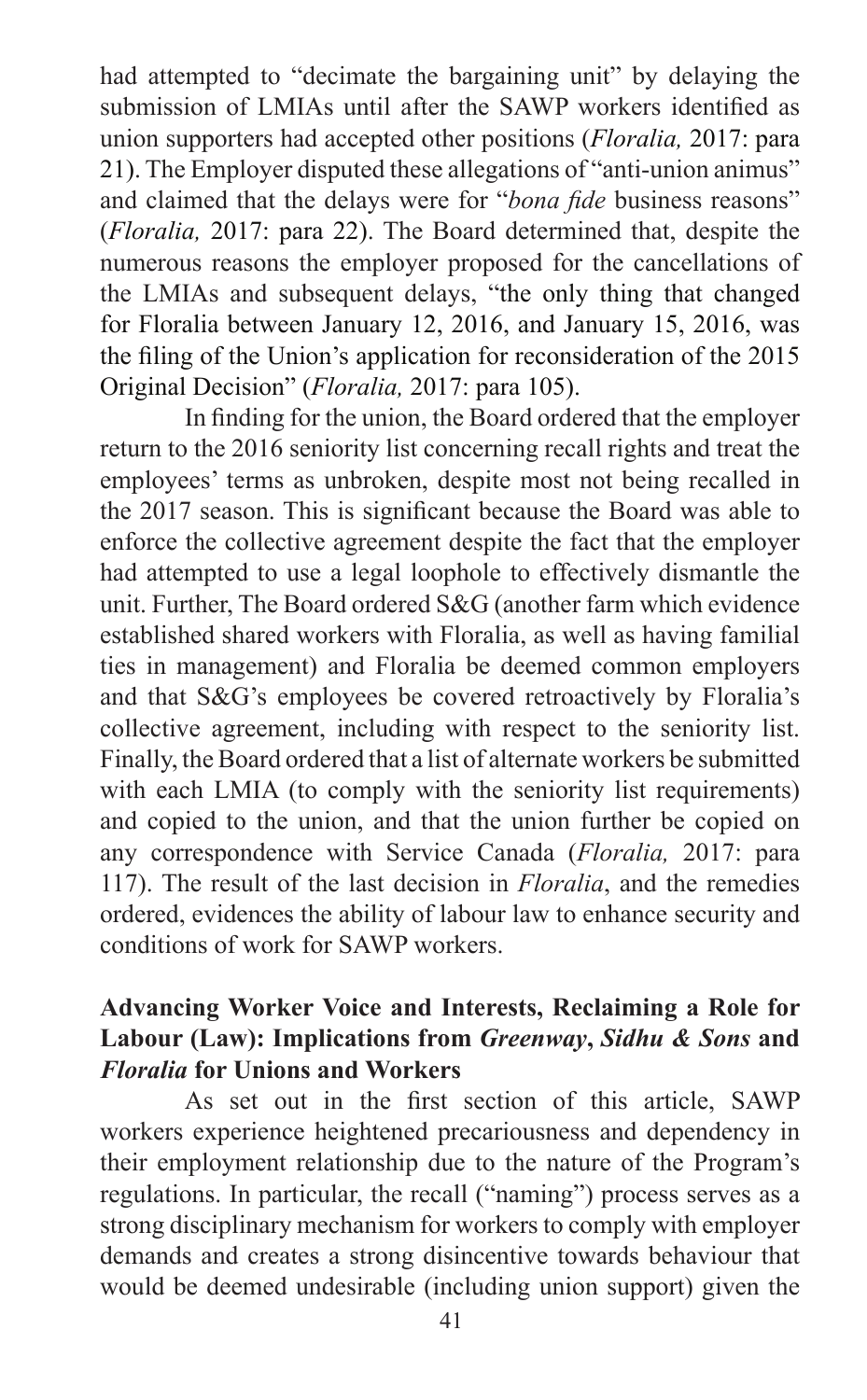had attempted to "decimate the bargaining unit" by delaying the submission of LMIAs until after the SAWP workers identified as union supporters had accepted other positions (*Floralia,* 2017: para 21). The Employer disputed these allegations of "anti-union animus" and claimed that the delays were for "*bona fide* business reasons" (*Floralia,* 2017: para 22). The Board determined that, despite the numerous reasons the employer proposed for the cancellations of the LMIAs and subsequent delays, "the only thing that changed for Floralia between January 12, 2016, and January 15, 2016, was the filing of the Union's application for reconsideration of the 2015 Original Decision" (*Floralia,* 2017: para 105).

In finding for the union, the Board ordered that the employer return to the 2016 seniority list concerning recall rights and treat the employees' terms as unbroken, despite most not being recalled in the 2017 season. This is significant because the Board was able to enforce the collective agreement despite the fact that the employer had attempted to use a legal loophole to effectively dismantle the unit. Further, The Board ordered S&G (another farm which evidence established shared workers with Floralia, as well as having familial ties in management) and Floralia be deemed common employers and that S&G's employees be covered retroactively by Floralia's collective agreement, including with respect to the seniority list. Finally, the Board ordered that a list of alternate workers be submitted with each LMIA (to comply with the seniority list requirements) and copied to the union, and that the union further be copied on any correspondence with Service Canada (*Floralia,* 2017: para 117). The result of the last decision in *Floralia*, and the remedies ordered, evidences the ability of labour law to enhance security and conditions of work for SAWP workers.

## Advancing Worker Voice and Interests, Reclaiming a Role for Labour (Law): Implications from *Greenway*, *Sidhu & Sons* and *Floralia* for Unions and Workers

As set out in the first section of this article, SAWP workers experience heightened precariousness and dependency in their employment relationship due to the nature of the Program's regulations. In particular, the recall ("naming") process serves as a strong disciplinary mechanism for workers to comply with employer demands and creates a strong disincentive towards behaviour that would be deemed undesirable (including union support) given the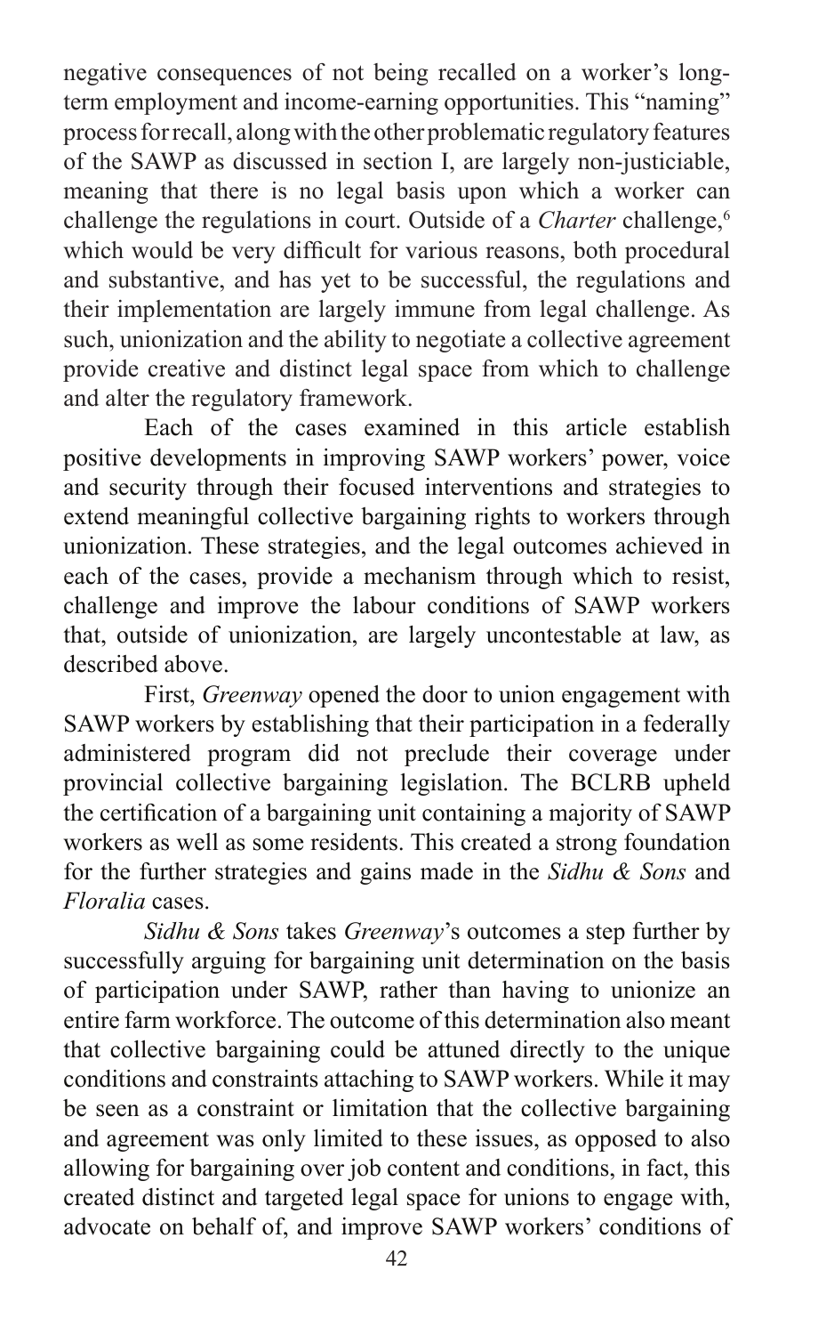negative consequences of not being recalled on a worker's long-term employment and income-earning opportunities. This "naming" process for recall, along with the other problematic regulatory features of the SAWP as discussed in section I, are largely non-justiciable, meaning that there is no legal basis upon which a worker can challenge the regulations in court. Outside of a *Charter* challenge,[6] which would be very difficult for various reasons, both procedural and substantive, and has yet to be successful, the regulations and their implementation are largely immune from legal challenge. As such, unionization and the ability to negotiate a collective agreement provide creative and distinct legal space from which to challenge and alter the regulatory framework.

Each of the cases examined in this article establish positive developments in improving SAWP workers' power, voice and security through their focused interventions and strategies to extend meaningful collective bargaining rights to workers through unionization. These strategies, and the legal outcomes achieved in each of the cases, provide a mechanism through which to resist, challenge and improve the labour conditions of SAWP workers that, outside of unionization, are largely uncontestable at law, as described above.

First, *Greenway* opened the door to union engagement with SAWP workers by establishing that their participation in a federally administered program did not preclude their coverage under provincial collective bargaining legislation. The BCLRB upheld the certification of a bargaining unit containing a majority of SAWP workers as well as some residents. This created a strong foundation for the further strategies and gains made in the *Sidhu & Sons* and *Floralia* cases.

*Sidhu & Sons* takes *Greenway*'s outcomes a step further by successfully arguing for bargaining unit determination on the basis of participation under SAWP, rather than having to unionize an entire farm workforce. The outcome of this determination also meant that collective bargaining could be attuned directly to the unique conditions and constraints attaching to SAWP workers. While it may be seen as a constraint or limitation that the collective bargaining and agreement was only limited to these issues, as opposed to also allowing for bargaining over job content and conditions, in fact, this created distinct and targeted legal space for unions to engage with, advocate on behalf of, and improve SAWP workers' conditions of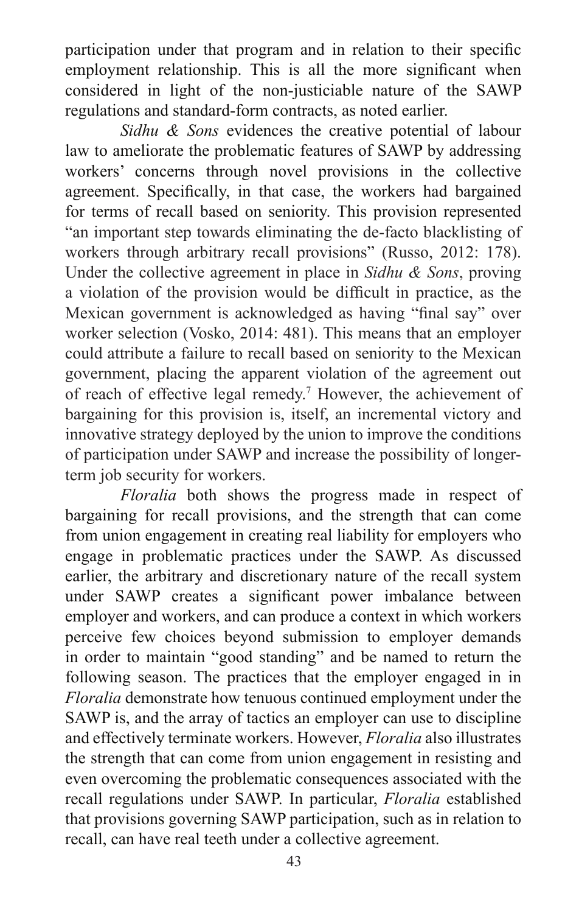participation under that program and in relation to their specific employment relationship. This is all the more significant when considered in light of the non-justiciable nature of the SAWP regulations and standard-form contracts, as noted earlier.

*Sidhu & Sons* evidences the creative potential of labour law to ameliorate the problematic features of SAWP by addressing workers' concerns through novel provisions in the collective agreement. Specifically, in that case, the workers had bargained for terms of recall based on seniority. This provision represented "an important step towards eliminating the de-facto blacklisting of workers through arbitrary recall provisions" (Russo, 2012: 178). Under the collective agreement in place in *Sidhu & Sons*, proving a violation of the provision would be difficult in practice, as the Mexican government is acknowledged as having "final say" over worker selection (Vosko, 2014: 481). This means that an employer could attribute a failure to recall based on seniority to the Mexican government, placing the apparent violation of the agreement out of reach of effective legal remedy.[7] However, the achievement of bargaining for this provision is, itself, an incremental victory and innovative strategy deployed by the union to improve the conditions of participation under SAWP and increase the possibility of longer-term job security for workers.

*Floralia* both shows the progress made in respect of bargaining for recall provisions, and the strength that can come from union engagement in creating real liability for employers who engage in problematic practices under the SAWP. As discussed earlier, the arbitrary and discretionary nature of the recall system under SAWP creates a significant power imbalance between employer and workers, and can produce a context in which workers perceive few choices beyond submission to employer demands in order to maintain "good standing" and be named to return the following season. The practices that the employer engaged in in *Floralia* demonstrate how tenuous continued employment under the SAWP is, and the array of tactics an employer can use to discipline and effectively terminate workers. However, *Floralia* also illustrates the strength that can come from union engagement in resisting and even overcoming the problematic consequences associated with the recall regulations under SAWP. In particular, *Floralia* established that provisions governing SAWP participation, such as in relation to recall, can have real teeth under a collective agreement.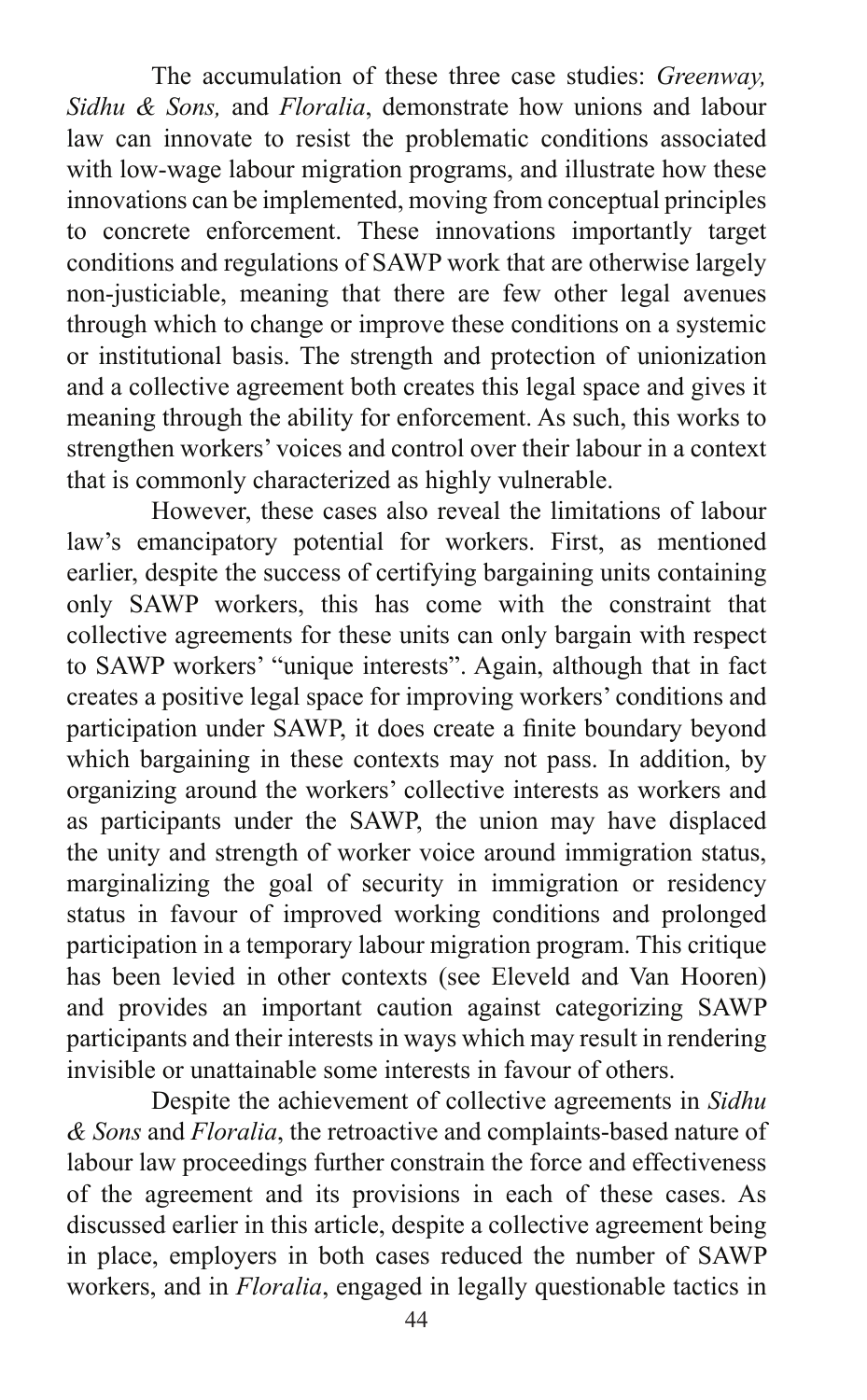The accumulation of these three case studies: *Greenway, Sidhu & Sons,* and *Floralia*, demonstrate how unions and labour law can innovate to resist the problematic conditions associated with low-wage labour migration programs, and illustrate how these innovations can be implemented, moving from conceptual principles to concrete enforcement. These innovations importantly target conditions and regulations of SAWP work that are otherwise largely non-justiciable, meaning that there are few other legal avenues through which to change or improve these conditions on a systemic or institutional basis. The strength and protection of unionization and a collective agreement both creates this legal space and gives it meaning through the ability for enforcement. As such, this works to strengthen workers' voices and control over their labour in a context that is commonly characterized as highly vulnerable.

However, these cases also reveal the limitations of labour law's emancipatory potential for workers. First, as mentioned earlier, despite the success of certifying bargaining units containing only SAWP workers, this has come with the constraint that collective agreements for these units can only bargain with respect to SAWP workers' "unique interests". Again, although that in fact creates a positive legal space for improving workers' conditions and participation under SAWP, it does create a finite boundary beyond which bargaining in these contexts may not pass. In addition, by organizing around the workers' collective interests as workers and as participants under the SAWP, the union may have displaced the unity and strength of worker voice around immigration status, marginalizing the goal of security in immigration or residency status in favour of improved working conditions and prolonged participation in a temporary labour migration program. This critique has been levied in other contexts (see Eleveld and Van Hooren) and provides an important caution against categorizing SAWP participants and their interests in ways which may result in rendering invisible or unattainable some interests in favour of others.

Despite the achievement of collective agreements in *Sidhu & Sons* and *Floralia*, the retroactive and complaints-based nature of labour law proceedings further constrain the force and effectiveness of the agreement and its provisions in each of these cases. As discussed earlier in this article, despite a collective agreement being in place, employers in both cases reduced the number of SAWP workers, and in *Floralia*, engaged in legally questionable tactics in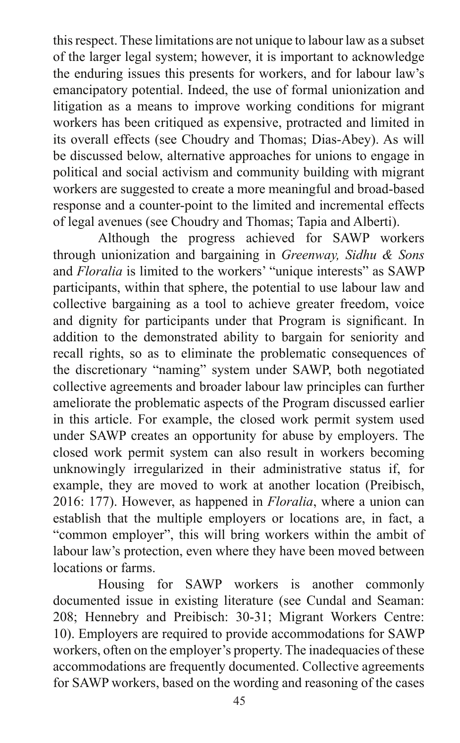this respect. These limitations are not unique to labour law as a subset of the larger legal system; however, it is important to acknowledge the enduring issues this presents for workers, and for labour law's emancipatory potential. Indeed, the use of formal unionization and litigation as a means to improve working conditions for migrant workers has been critiqued as expensive, protracted and limited in its overall effects (see Choudry and Thomas; Dias-Abey). As will be discussed below, alternative approaches for unions to engage in political and social activism and community building with migrant workers are suggested to create a more meaningful and broad-based response and a counter-point to the limited and incremental effects of legal avenues (see Choudry and Thomas; Tapia and Alberti).

Although the progress achieved for SAWP workers through unionization and bargaining in *Greenway, Sidhu & Sons* and *Floralia* is limited to the workers' "unique interests" as SAWP participants, within that sphere, the potential to use labour law and collective bargaining as a tool to achieve greater freedom, voice and dignity for participants under that Program is significant. In addition to the demonstrated ability to bargain for seniority and recall rights, so as to eliminate the problematic consequences of the discretionary "naming" system under SAWP, both negotiated collective agreements and broader labour law principles can further ameliorate the problematic aspects of the Program discussed earlier in this article. For example, the closed work permit system used under SAWP creates an opportunity for abuse by employers. The closed work permit system can also result in workers becoming unknowingly irregularized in their administrative status if, for example, they are moved to work at another location (Preibisch, 2016: 177). However, as happened in *Floralia*, where a union can establish that the multiple employers or locations are, in fact, a "common employer", this will bring workers within the ambit of labour law's protection, even where they have been moved between locations or farms.

Housing for SAWP workers is another commonly documented issue in existing literature (see Cundal and Seaman: 208; Hennebry and Preibisch: 30-31; Migrant Workers Centre: 10). Employers are required to provide accommodations for SAWP workers, often on the employer's property. The inadequacies of these accommodations are frequently documented. Collective agreements for SAWP workers, based on the wording and reasoning of the cases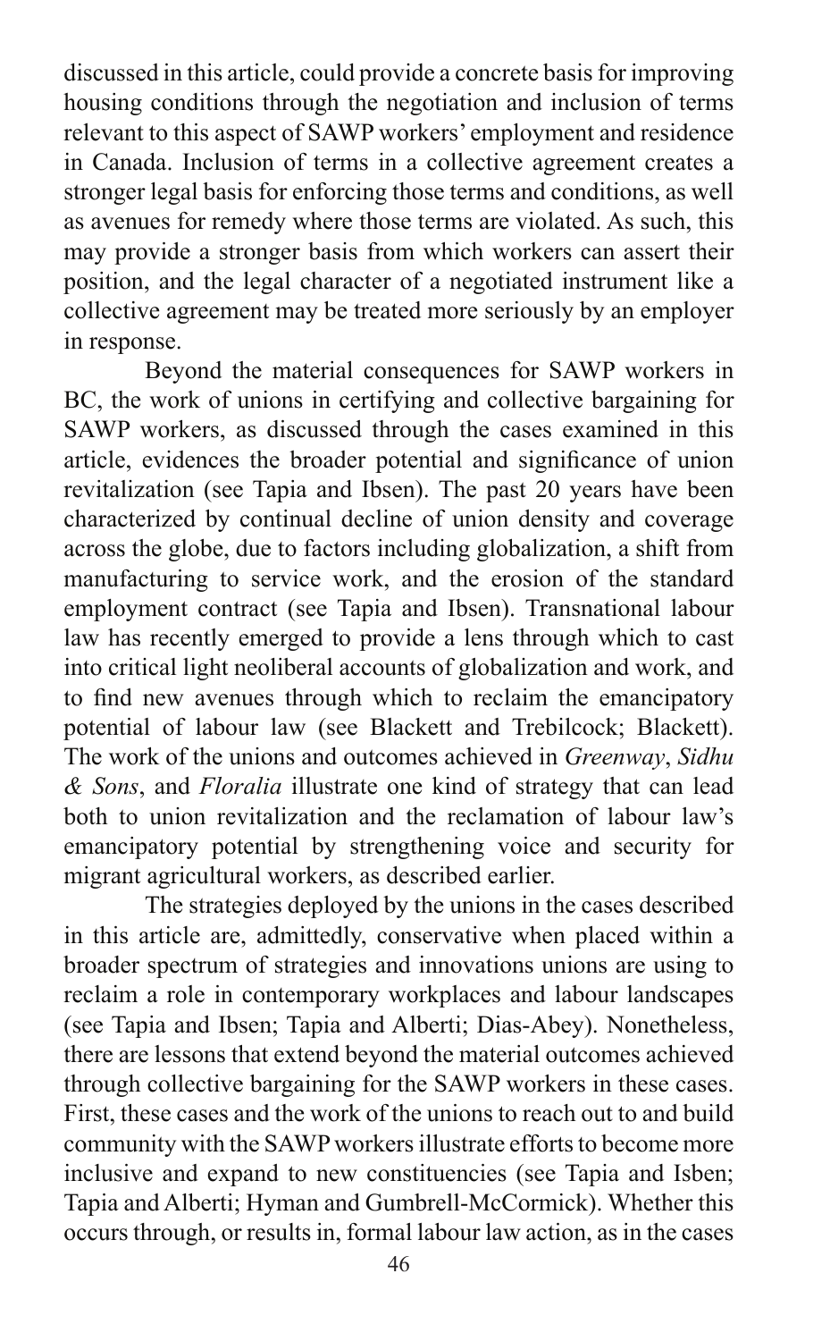discussed in this article, could provide a concrete basis for improving housing conditions through the negotiation and inclusion of terms relevant to this aspect of SAWP workers' employment and residence in Canada. Inclusion of terms in a collective agreement creates a stronger legal basis for enforcing those terms and conditions, as well as avenues for remedy where those terms are violated. As such, this may provide a stronger basis from which workers can assert their position, and the legal character of a negotiated instrument like a collective agreement may be treated more seriously by an employer in response.

Beyond the material consequences for SAWP workers in BC, the work of unions in certifying and collective bargaining for SAWP workers, as discussed through the cases examined in this article, evidences the broader potential and significance of union revitalization (see Tapia and Ibsen). The past 20 years have been characterized by continual decline of union density and coverage across the globe, due to factors including globalization, a shift from manufacturing to service work, and the erosion of the standard employment contract (see Tapia and Ibsen). Transnational labour law has recently emerged to provide a lens through which to cast into critical light neoliberal accounts of globalization and work, and to find new avenues through which to reclaim the emancipatory potential of labour law (see Blackett and Trebilcock; Blackett). The work of the unions and outcomes achieved in *Greenway*, *Sidhu & Sons*, and *Floralia* illustrate one kind of strategy that can lead both to union revitalization and the reclamation of labour law's emancipatory potential by strengthening voice and security for migrant agricultural workers, as described earlier.

The strategies deployed by the unions in the cases described in this article are, admittedly, conservative when placed within a broader spectrum of strategies and innovations unions are using to reclaim a role in contemporary workplaces and labour landscapes (see Tapia and Ibsen; Tapia and Alberti; Dias-Abey). Nonetheless, there are lessons that extend beyond the material outcomes achieved through collective bargaining for the SAWP workers in these cases. First, these cases and the work of the unions to reach out to and build community with the SAWP workers illustrate efforts to become more inclusive and expand to new constituencies (see Tapia and Isben; Tapia and Alberti; Hyman and Gumbrell-McCormick). Whether this occurs through, or results in, formal labour law action, as in the cases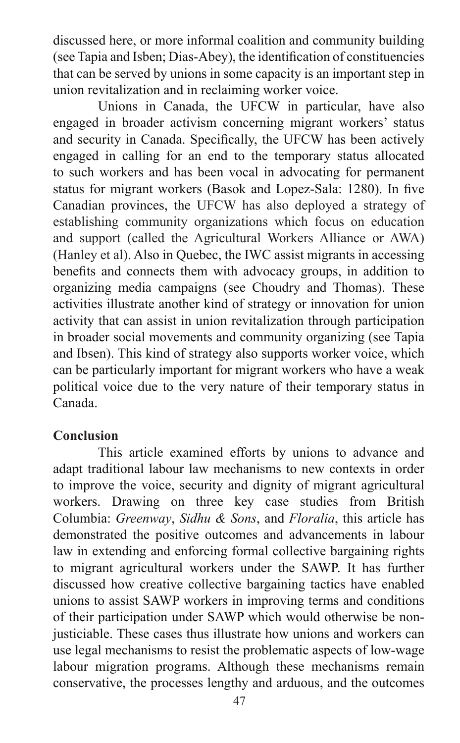discussed here, or more informal coalition and community building (see Tapia and Isben; Dias-Abey), the identification of constituencies that can be served by unions in some capacity is an important step in union revitalization and in reclaiming worker voice.

Unions in Canada, the UFCW in particular, have also engaged in broader activism concerning migrant workers' status and security in Canada. Specifically, the UFCW has been actively engaged in calling for an end to the temporary status allocated to such workers and has been vocal in advocating for permanent status for migrant workers (Basok and Lopez-Sala: 1280). In five Canadian provinces, the UFCW has also deployed a strategy of establishing community organizations which focus on education and support (called the Agricultural Workers Alliance or AWA) (Hanley et al). Also in Quebec, the IWC assist migrants in accessing benefits and connects them with advocacy groups, in addition to organizing media campaigns (see Choudry and Thomas). These activities illustrate another kind of strategy or innovation for union activity that can assist in union revitalization through participation in broader social movements and community organizing (see Tapia and Ibsen). This kind of strategy also supports worker voice, which can be particularly important for migrant workers who have a weak political voice due to the very nature of their temporary status in Canada.

**Conclusion**

This article examined efforts by unions to advance and adapt traditional labour law mechanisms to new contexts in order to improve the voice, security and dignity of migrant agricultural workers. Drawing on three key case studies from British Columbia: *Greenway*, *Sidhu & Sons*, and *Floralia*, this article has demonstrated the positive outcomes and advancements in labour law in extending and enforcing formal collective bargaining rights to migrant agricultural workers under the SAWP. It has further discussed how creative collective bargaining tactics have enabled unions to assist SAWP workers in improving terms and conditions of their participation under SAWP which would otherwise be non-justiciable. These cases thus illustrate how unions and workers can use legal mechanisms to resist the problematic aspects of low-wage labour migration programs. Although these mechanisms remain conservative, the processes lengthy and arduous, and the outcomes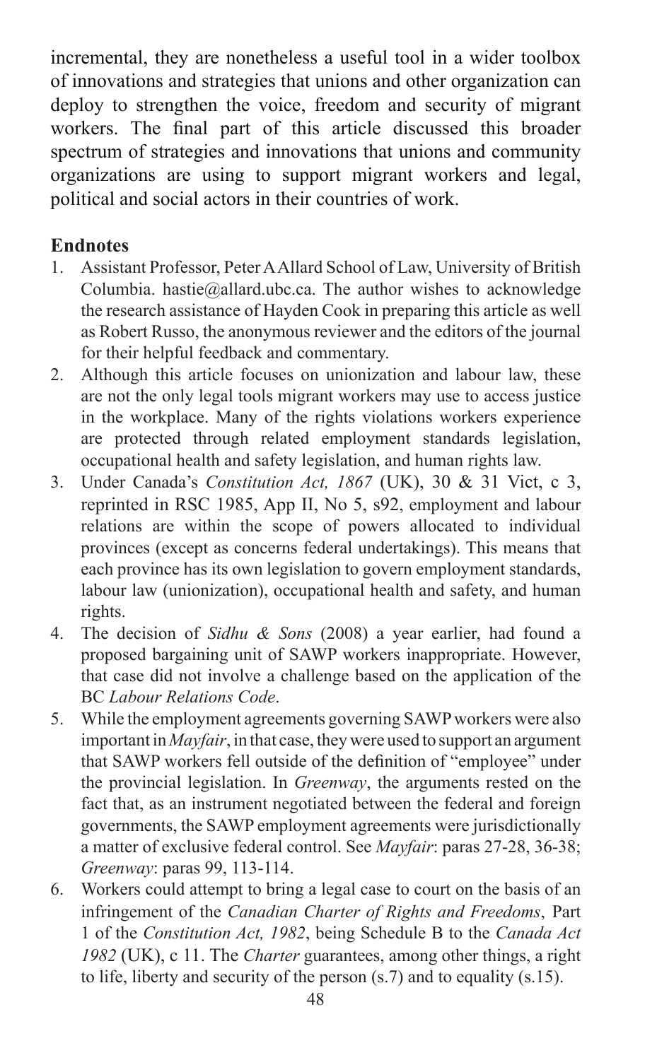incremental, they are nonetheless a useful tool in a wider toolbox of innovations and strategies that unions and other organization can deploy to strengthen the voice, freedom and security of migrant workers. The final part of this article discussed this broader spectrum of strategies and innovations that unions and community organizations are using to support migrant workers and legal, political and social actors in their countries of work.

## Endnotes

1. Assistant Professor, Peter A Allard School of Law, University of British Columbia. hastie@allard.ubc.ca. The author wishes to acknowledge the research assistance of Hayden Cook in preparing this article as well as Robert Russo, the anonymous reviewer and the editors of the journal for their helpful feedback and commentary.
2. Although this article focuses on unionization and labour law, these are not the only legal tools migrant workers may use to access justice in the workplace. Many of the rights violations workers experience are protected through related employment standards legislation, occupational health and safety legislation, and human rights law.
3. Under Canada's *Constitution Act, 1867* (UK), 30 & 31 Vict, c 3, reprinted in RSC 1985, App II, No 5, s92, employment and labour relations are within the scope of powers allocated to individual provinces (except as concerns federal undertakings). This means that each province has its own legislation to govern employment standards, labour law (unionization), occupational health and safety, and human rights.
4. The decision of *Sidhu & Sons* (2008) a year earlier, had found a proposed bargaining unit of SAWP workers inappropriate. However, that case did not involve a challenge based on the application of the BC *Labour Relations Code*.
5. While the employment agreements governing SAWP workers were also important in *Mayfair*, in that case, they were used to support an argument that SAWP workers fell outside of the definition of "employee" under the provincial legislation. In *Greenway*, the arguments rested on the fact that, as an instrument negotiated between the federal and foreign governments, the SAWP employment agreements were jurisdictionally a matter of exclusive federal control. See *Mayfair*: paras 27-28, 36-38; *Greenway*: paras 99, 113-114.
6. Workers could attempt to bring a legal case to court on the basis of an infringement of the *Canadian Charter of Rights and Freedoms*, Part 1 of the *Constitution Act, 1982*, being Schedule B to the *Canada Act 1982* (UK), c 11. The *Charter* guarantees, among other things, a right to life, liberty and security of the person (s.7) and to equality (s.15).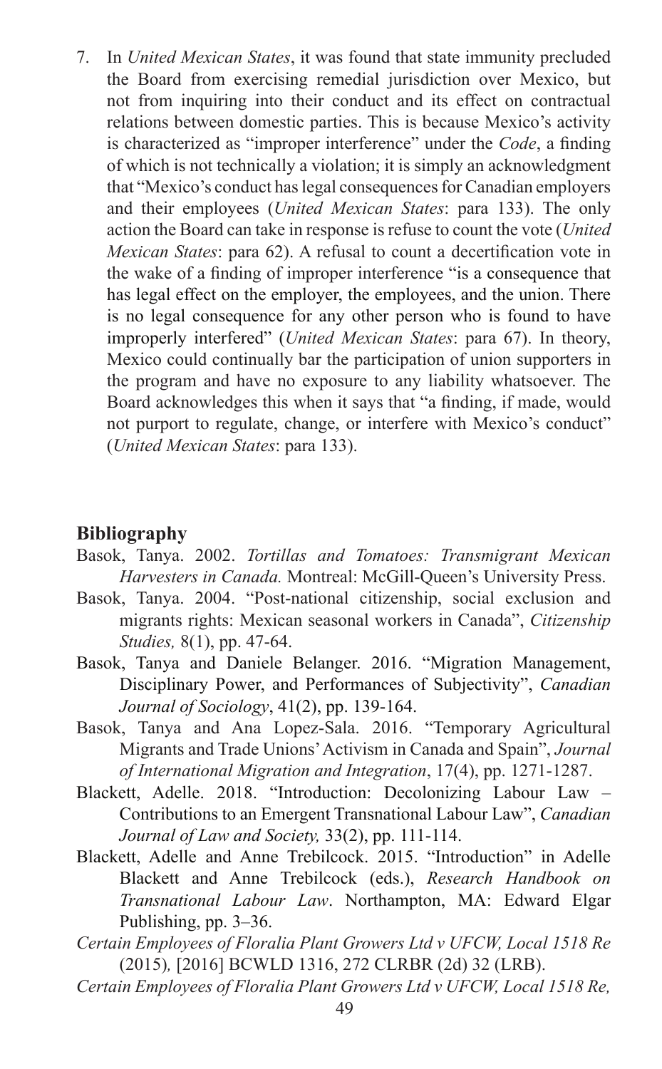7. In *United Mexican States*, it was found that state immunity precluded the Board from exercising remedial jurisdiction over Mexico, but not from inquiring into their conduct and its effect on contractual relations between domestic parties. This is because Mexico's activity is characterized as "improper interference" under the *Code*, a finding of which is not technically a violation; it is simply an acknowledgment that "Mexico's conduct has legal consequences for Canadian employers and their employees (*United Mexican States*: para 133). The only action the Board can take in response is refuse to count the vote (*United Mexican States*: para 62). A refusal to count a decertification vote in the wake of a finding of improper interference "is a consequence that has legal effect on the employer, the employees, and the union. There is no legal consequence for any other person who is found to have improperly interfered" (*United Mexican States*: para 67). In theory, Mexico could continually bar the participation of union supporters in the program and have no exposure to any liability whatsoever. The Board acknowledges this when it says that "a finding, if made, would not purport to regulate, change, or interfere with Mexico's conduct" (*United Mexican States*: para 133).

## Bibliography

Basok, Tanya. 2002. *Tortillas and Tomatoes: Transmigrant Mexican Harvesters in Canada.* Montreal: McGill-Queen's University Press.

Basok, Tanya. 2004. "Post-national citizenship, social exclusion and migrants rights: Mexican seasonal workers in Canada", *Citizenship Studies,* 8(1), pp. 47-64.

Basok, Tanya and Daniele Belanger. 2016. "Migration Management, Disciplinary Power, and Performances of Subjectivity", *Canadian Journal of Sociology*, 41(2), pp. 139-164.

Basok, Tanya and Ana Lopez-Sala. 2016. "Temporary Agricultural Migrants and Trade Unions' Activism in Canada and Spain", *Journal of International Migration and Integration*, 17(4), pp. 1271-1287.

Blackett, Adelle. 2018. "Introduction: Decolonizing Labour Law – Contributions to an Emergent Transnational Labour Law", *Canadian Journal of Law and Society,* 33(2), pp. 111-114.

Blackett, Adelle and Anne Trebilcock. 2015. "Introduction" in Adelle Blackett and Anne Trebilcock (eds.), *Research Handbook on Transnational Labour Law*. Northampton, MA: Edward Elgar Publishing, pp. 3–36.

*Certain Employees of Floralia Plant Growers Ltd v UFCW, Local 1518 Re* (2015)*,* [2016] BCWLD 1316, 272 CLRBR (2d) 32 (LRB).

*Certain Employees of Floralia Plant Growers Ltd v UFCW, Local 1518 Re,*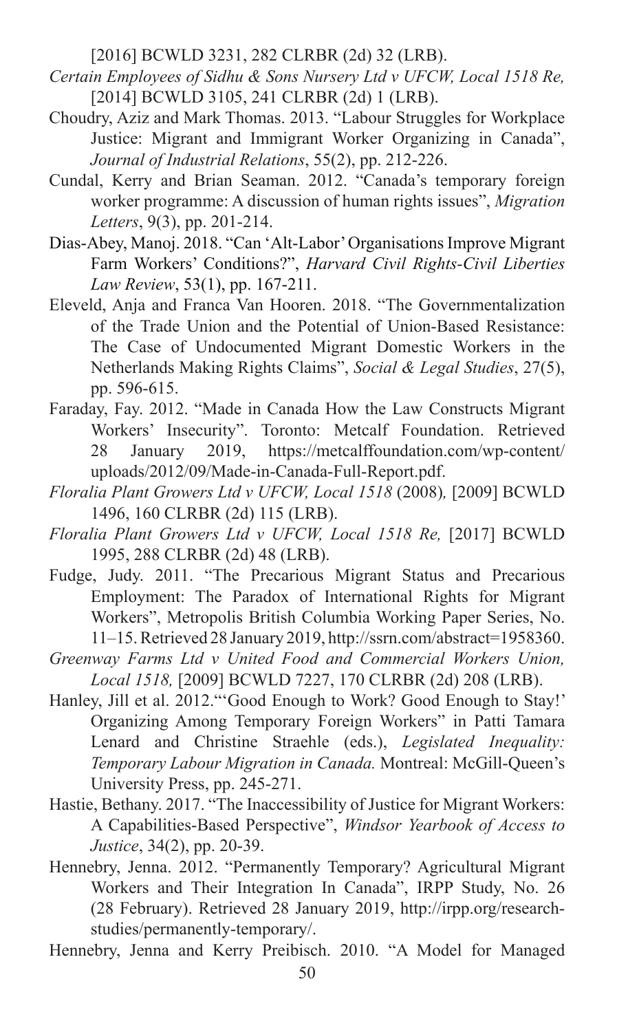[2016] BCWLD 3231, 282 CLRBR (2d) 32 (LRB).

*Certain Employees of Sidhu & Sons Nursery Ltd v UFCW, Local 1518 Re,* [2014] BCWLD 3105, 241 CLRBR (2d) 1 (LRB).

Choudry, Aziz and Mark Thomas. 2013. "Labour Struggles for Workplace Justice: Migrant and Immigrant Worker Organizing in Canada", *Journal of Industrial Relations*, 55(2), pp. 212-226.

Cundal, Kerry and Brian Seaman. 2012. "Canada's temporary foreign worker programme: A discussion of human rights issues", *Migration Letters*, 9(3), pp. 201-214.

Dias-Abey, Manoj. 2018. "Can 'Alt-Labor' Organisations Improve Migrant Farm Workers' Conditions?", *Harvard Civil Rights-Civil Liberties Law Review*, 53(1), pp. 167-211.

Eleveld, Anja and Franca Van Hooren. 2018. "The Governmentalization of the Trade Union and the Potential of Union-Based Resistance: The Case of Undocumented Migrant Domestic Workers in the Netherlands Making Rights Claims", *Social & Legal Studies*, 27(5), pp. 596-615.

Faraday, Fay. 2012. "Made in Canada How the Law Constructs Migrant Workers' Insecurity". Toronto: Metcalf Foundation. Retrieved 28 January 2019, https://metcalffoundation.com/wp-content/uploads/2012/09/Made-in-Canada-Full-Report.pdf.

*Floralia Plant Growers Ltd v UFCW, Local 1518* (2008)*,* [2009] BCWLD 1496, 160 CLRBR (2d) 115 (LRB).

*Floralia Plant Growers Ltd v UFCW, Local 1518 Re,* [2017] BCWLD 1995, 288 CLRBR (2d) 48 (LRB).

Fudge, Judy. 2011. "The Precarious Migrant Status and Precarious Employment: The Paradox of International Rights for Migrant Workers", Metropolis British Columbia Working Paper Series, No. 11–15. Retrieved 28 January 2019, http://ssrn.com/abstract=1958360.

*Greenway Farms Ltd v United Food and Commercial Workers Union, Local 1518,* [2009] BCWLD 7227, 170 CLRBR (2d) 208 (LRB).

Hanley, Jill et al. 2012."'Good Enough to Work? Good Enough to Stay!' Organizing Among Temporary Foreign Workers" in Patti Tamara Lenard and Christine Straehle (eds.), *Legislated Inequality: Temporary Labour Migration in Canada.* Montreal: McGill-Queen's University Press, pp. 245-271.

Hastie, Bethany. 2017. "The Inaccessibility of Justice for Migrant Workers: A Capabilities-Based Perspective", *Windsor Yearbook of Access to Justice*, 34(2), pp. 20-39.

Hennebry, Jenna. 2012. "Permanently Temporary? Agricultural Migrant Workers and Their Integration In Canada", IRPP Study, No. 26 (28 February). Retrieved 28 January 2019, http://irpp.org/research-studies/permanently-temporary/.

Hennebry, Jenna and Kerry Preibisch. 2010. "A Model for Managed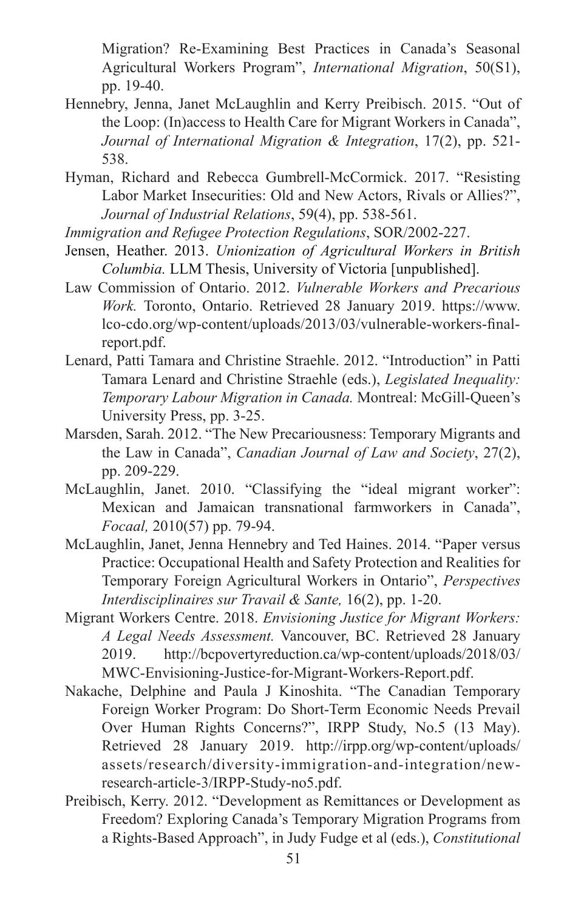Migration? Re-Examining Best Practices in Canada's Seasonal Agricultural Workers Program", *International Migration*, 50(S1), pp. 19-40.

Hennebry, Jenna, Janet McLaughlin and Kerry Preibisch. 2015. "Out of the Loop: (In)access to Health Care for Migrant Workers in Canada", *Journal of International Migration & Integration*, 17(2), pp. 521-538.

Hyman, Richard and Rebecca Gumbrell-McCormick. 2017. "Resisting Labor Market Insecurities: Old and New Actors, Rivals or Allies?", *Journal of Industrial Relations*, 59(4), pp. 538-561.

*Immigration and Refugee Protection Regulations*, SOR/2002-227.

Jensen, Heather. 2013. *Unionization of Agricultural Workers in British Columbia.* LLM Thesis, University of Victoria [unpublished].

Law Commission of Ontario. 2012. *Vulnerable Workers and Precarious Work.* Toronto, Ontario. Retrieved 28 January 2019. https://www.lco-cdo.org/wp-content/uploads/2013/03/vulnerable-workers-final-report.pdf.

Lenard, Patti Tamara and Christine Straehle. 2012. "Introduction" in Patti Tamara Lenard and Christine Straehle (eds.), *Legislated Inequality: Temporary Labour Migration in Canada.* Montreal: McGill-Queen's University Press, pp. 3-25.

Marsden, Sarah. 2012. "The New Precariousness: Temporary Migrants and the Law in Canada", *Canadian Journal of Law and Society*, 27(2), pp. 209-229.

McLaughlin, Janet. 2010. "Classifying the "ideal migrant worker": Mexican and Jamaican transnational farmworkers in Canada", *Focaal,* 2010(57) pp. 79-94.

McLaughlin, Janet, Jenna Hennebry and Ted Haines. 2014. "Paper versus Practice: Occupational Health and Safety Protection and Realities for Temporary Foreign Agricultural Workers in Ontario", *Perspectives Interdisciplinaires sur Travail & Sante,* 16(2), pp. 1-20.

Migrant Workers Centre. 2018. *Envisioning Justice for Migrant Workers: A Legal Needs Assessment.* Vancouver, BC. Retrieved 28 January 2019. http://bcpovertyreduction.ca/wp-content/uploads/2018/03/MWC-Envisioning-Justice-for-Migrant-Workers-Report.pdf.

Nakache, Delphine and Paula J Kinoshita. "The Canadian Temporary Foreign Worker Program: Do Short-Term Economic Needs Prevail Over Human Rights Concerns?", IRPP Study, No.5 (13 May). Retrieved 28 January 2019. http://irpp.org/wp-content/uploads/assets/research/diversity-immigration-and-integration/new-research-article-3/IRPP-Study-no5.pdf.

Preibisch, Kerry. 2012. "Development as Remittances or Development as Freedom? Exploring Canada's Temporary Migration Programs from a Rights-Based Approach", in Judy Fudge et al (eds.), *Constitutional*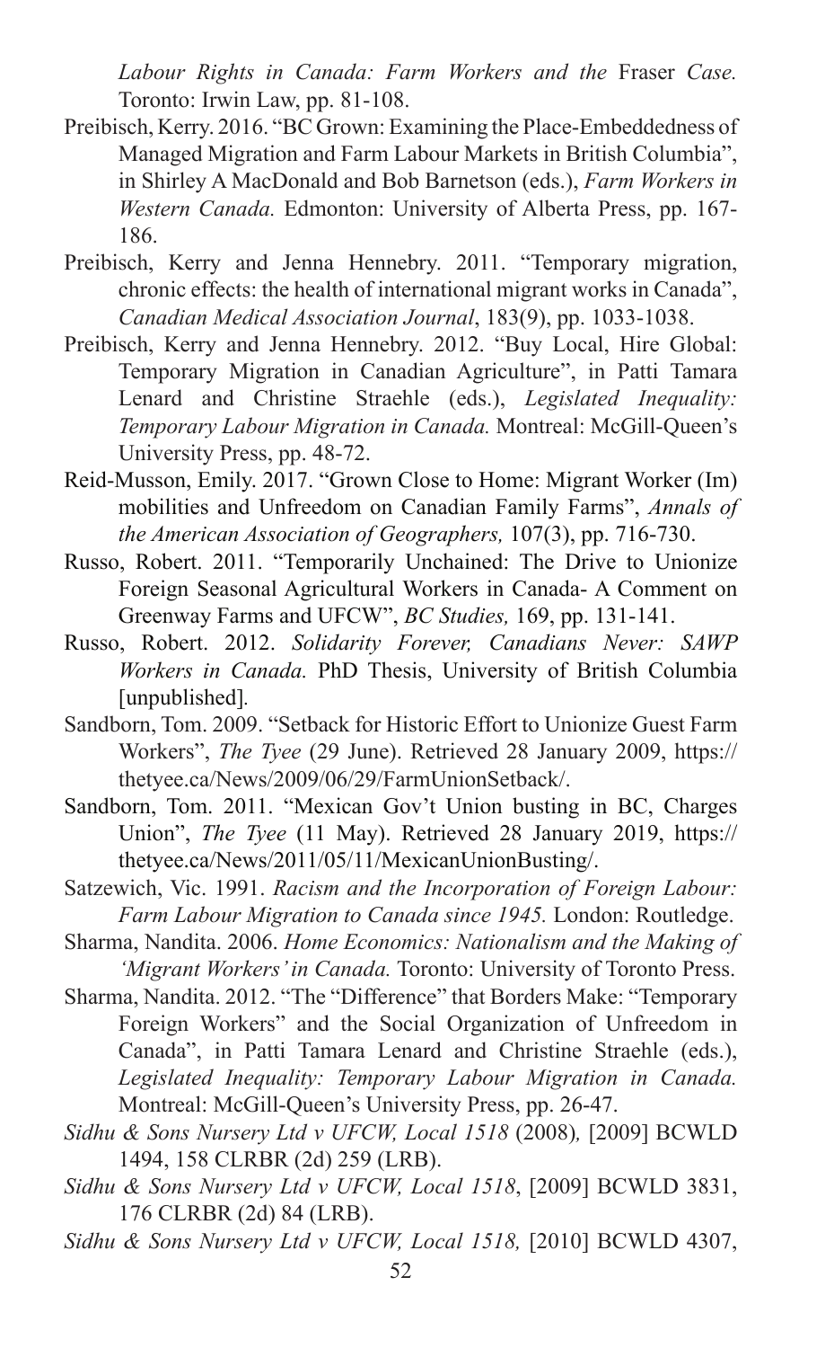*Labour Rights in Canada: Farm Workers and the* Fraser *Case.* Toronto: Irwin Law, pp. 81-108.

Preibisch, Kerry. 2016. "BC Grown: Examining the Place-Embeddedness of Managed Migration and Farm Labour Markets in British Columbia", in Shirley A MacDonald and Bob Barnetson (eds.), *Farm Workers in Western Canada.* Edmonton: University of Alberta Press, pp. 167-186.

Preibisch, Kerry and Jenna Hennebry. 2011. "Temporary migration, chronic effects: the health of international migrant works in Canada", *Canadian Medical Association Journal*, 183(9), pp. 1033-1038.

Preibisch, Kerry and Jenna Hennebry. 2012. "Buy Local, Hire Global: Temporary Migration in Canadian Agriculture", in Patti Tamara Lenard and Christine Straehle (eds.), *Legislated Inequality: Temporary Labour Migration in Canada.* Montreal: McGill-Queen's University Press, pp. 48-72.

Reid-Musson, Emily. 2017. "Grown Close to Home: Migrant Worker (Im) mobilities and Unfreedom on Canadian Family Farms", *Annals of the American Association of Geographers,* 107(3), pp. 716-730.

Russo, Robert. 2011. "Temporarily Unchained: The Drive to Unionize Foreign Seasonal Agricultural Workers in Canada- A Comment on Greenway Farms and UFCW", *BC Studies,* 169, pp. 131-141.

Russo, Robert. 2012. *Solidarity Forever, Canadians Never: SAWP Workers in Canada.* PhD Thesis, University of British Columbia [unpublished].

Sandborn, Tom. 2009. "Setback for Historic Effort to Unionize Guest Farm Workers", *The Tyee* (29 June). Retrieved 28 January 2009, https://thetyee.ca/News/2009/06/29/FarmUnionSetback/.

Sandborn, Tom. 2011. "Mexican Gov't Union busting in BC, Charges Union", *The Tyee* (11 May). Retrieved 28 January 2019, https://thetyee.ca/News/2011/05/11/MexicanUnionBusting/.

Satzewich, Vic. 1991. *Racism and the Incorporation of Foreign Labour: Farm Labour Migration to Canada since 1945.* London: Routledge.

Sharma, Nandita. 2006. *Home Economics: Nationalism and the Making of 'Migrant Workers' in Canada.* Toronto: University of Toronto Press.

Sharma, Nandita. 2012. "The "Difference" that Borders Make: "Temporary Foreign Workers" and the Social Organization of Unfreedom in Canada", in Patti Tamara Lenard and Christine Straehle (eds.), *Legislated Inequality: Temporary Labour Migration in Canada.* Montreal: McGill-Queen's University Press, pp. 26-47.

*Sidhu & Sons Nursery Ltd v UFCW, Local 1518* (2008)*,* [2009] BCWLD 1494, 158 CLRBR (2d) 259 (LRB).

*Sidhu & Sons Nursery Ltd v UFCW, Local 1518*, [2009] BCWLD 3831, 176 CLRBR (2d) 84 (LRB).

*Sidhu & Sons Nursery Ltd v UFCW, Local 1518,* [2010] BCWLD 4307,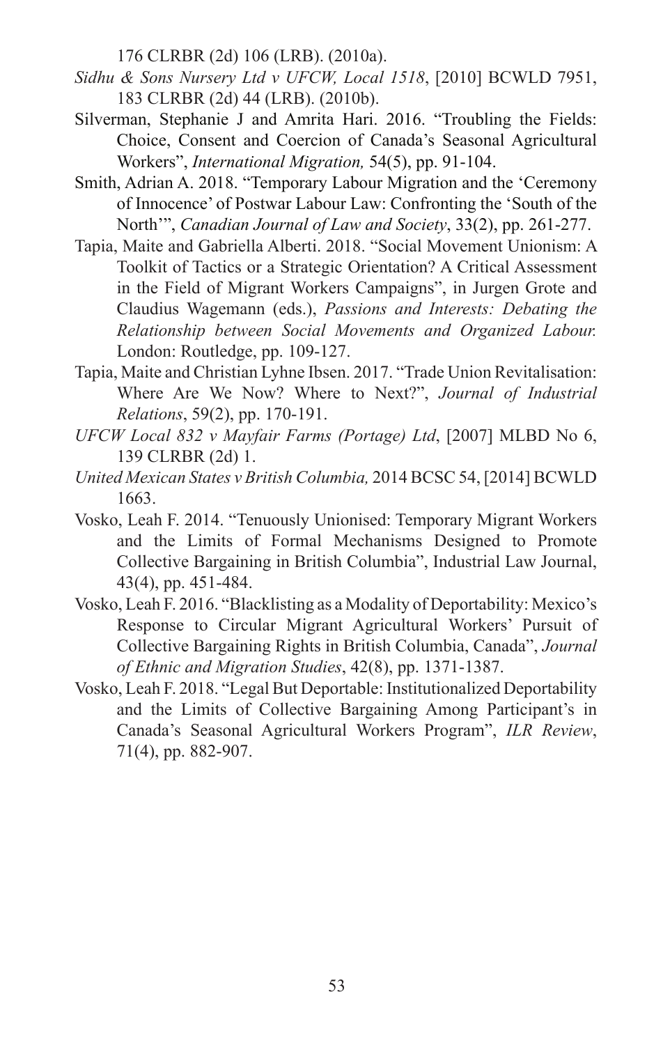176 CLRBR (2d) 106 (LRB). (2010a).

*Sidhu & Sons Nursery Ltd v UFCW, Local 1518*, [2010] BCWLD 7951, 183 CLRBR (2d) 44 (LRB). (2010b).

Silverman, Stephanie J and Amrita Hari. 2016. "Troubling the Fields: Choice, Consent and Coercion of Canada's Seasonal Agricultural Workers", *International Migration,* 54(5), pp. 91-104.

Smith, Adrian A. 2018. "Temporary Labour Migration and the 'Ceremony of Innocence' of Postwar Labour Law: Confronting the 'South of the North'", *Canadian Journal of Law and Society*, 33(2), pp. 261-277.

Tapia, Maite and Gabriella Alberti. 2018. "Social Movement Unionism: A Toolkit of Tactics or a Strategic Orientation? A Critical Assessment in the Field of Migrant Workers Campaigns", in Jurgen Grote and Claudius Wagemann (eds.), *Passions and Interests: Debating the Relationship between Social Movements and Organized Labour.* London: Routledge, pp. 109-127.

Tapia, Maite and Christian Lyhne Ibsen. 2017. "Trade Union Revitalisation: Where Are We Now? Where to Next?", *Journal of Industrial Relations*, 59(2), pp. 170-191.

*UFCW Local 832 v Mayfair Farms (Portage) Ltd*, [2007] MLBD No 6, 139 CLRBR (2d) 1.

*United Mexican States v British Columbia,* 2014 BCSC 54, [2014] BCWLD 1663.

Vosko, Leah F. 2014. "Tenuously Unionised: Temporary Migrant Workers and the Limits of Formal Mechanisms Designed to Promote Collective Bargaining in British Columbia", Industrial Law Journal, 43(4), pp. 451-484.

Vosko, Leah F. 2016. "Blacklisting as a Modality of Deportability: Mexico's Response to Circular Migrant Agricultural Workers' Pursuit of Collective Bargaining Rights in British Columbia, Canada", *Journal of Ethnic and Migration Studies*, 42(8), pp. 1371-1387.

Vosko, Leah F. 2018. "Legal But Deportable: Institutionalized Deportability and the Limits of Collective Bargaining Among Participant's in Canada's Seasonal Agricultural Workers Program", *ILR Review*, 71(4), pp. 882-907.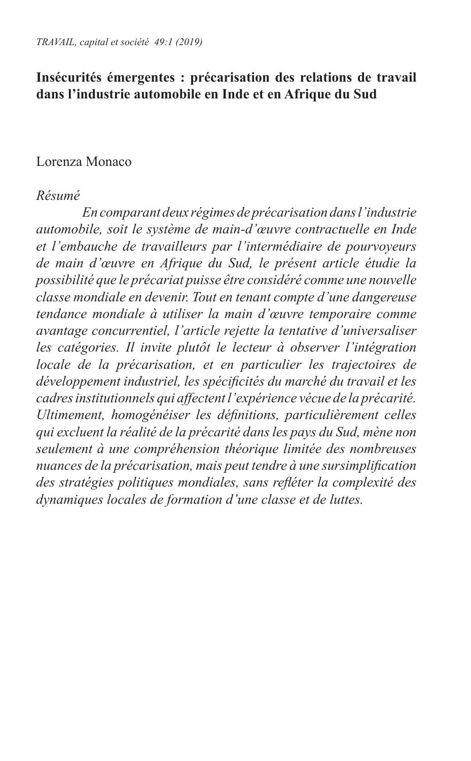**Insécurités émergentes : précarisation des relations de travail dans l'industrie automobile en Inde et en Afrique du Sud**

Lorenza Monaco

*Résumé*

*En comparant deux régimes de précarisation dans l'industrie automobile, soit le système de main-d'œuvre contractuelle en Inde et l'embauche de travailleurs par l'intermédiaire de pourvoyeurs de main d'œuvre en Afrique du Sud, le présent article étudie la possibilité que le précariat puisse être considéré comme une nouvelle classe mondiale en devenir. Tout en tenant compte d'une dangereuse tendance mondiale à utiliser la main d'œuvre temporaire comme avantage concurrentiel, l'article rejette la tentative d'universaliser les catégories. Il invite plutôt le lecteur à observer l'intégration locale de la précarisation, et en particulier les trajectoires de développement industriel, les spécificités du marché du travail et les cadres institutionnels qui affectent l'expérience vécue de la précarité. Ultimement, homogénéiser les définitions, particulièrement celles qui excluent la réalité de la précarité dans les pays du Sud, mène non seulement à une compréhension théorique limitée des nombreuses nuances de la précarisation, mais peut tendre à une sursimplification des stratégies politiques mondiales, sans refléter la complexité des dynamiques locales de formation d'une classe et de luttes.*